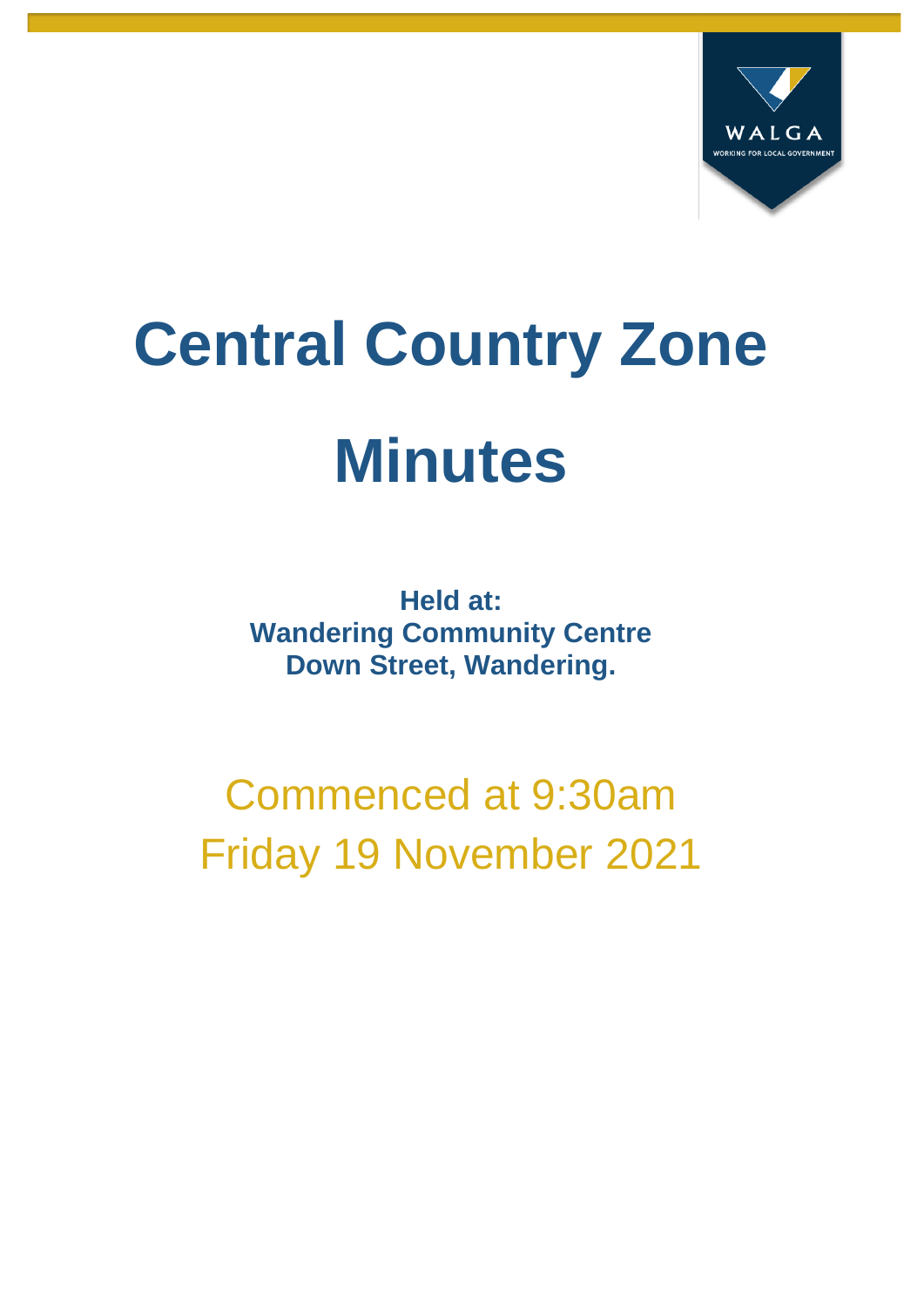# Central Country Zone

# Minutes

**Held at:**
**Wandering Community Centre**
**Down Street, Wandering.**

Commenced at 9:30am
Friday 19 November 2021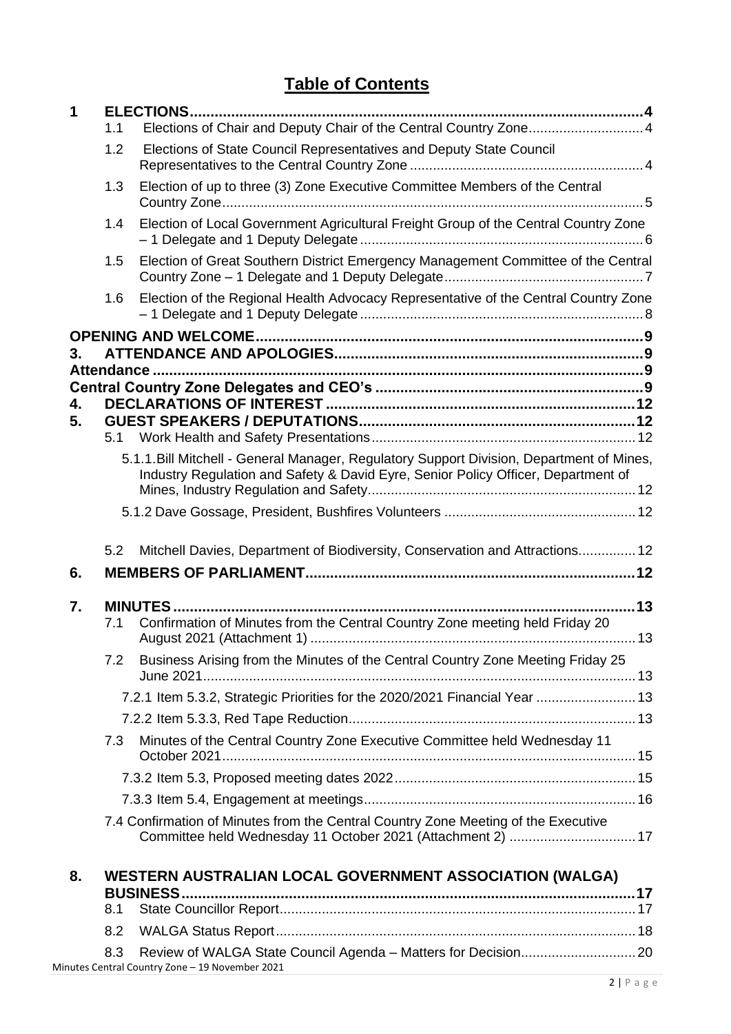# Table of Contents

**1 ELECTIONS....................................................................................4**

1.1 Elections of Chair and Deputy Chair of the Central Country Zone..............................4

1.2 Elections of State Council Representatives and Deputy State Council Representatives to the Central Country Zone ............................................................4

1.3 Election of up to three (3) Zone Executive Committee Members of the Central Country Zone.............................................................................................................5

1.4 Election of Local Government Agricultural Freight Group of the Central Country Zone – 1 Delegate and 1 Deputy Delegate .........................................................................6

1.5 Election of Great Southern District Emergency Management Committee of the Central Country Zone – 1 Delegate and 1 Deputy Delegate...................................................7

1.6 Election of the Regional Health Advocacy Representative of the Central Country Zone – 1 Delegate and 1 Deputy Delegate .........................................................................8

**OPENING AND WELCOME.............................................................................9**

**3. ATTENDANCE AND APOLOGIES...........................................................9**

**Attendance .......................................................................................................9**

**Central Country Zone Delegates and CEO's ................................................9**

**4. DECLARATIONS OF INTEREST ...........................................................12**

**5. GUEST SPEAKERS / DEPUTATIONS...................................................12**

5.1 Work Health and Safety Presentations.....................................................................12

5.1.1.Bill Mitchell - General Manager, Regulatory Support Division, Department of Mines, Industry Regulation and Safety & David Eyre, Senior Policy Officer, Department of Mines, Industry Regulation and Safety.....................................................................12

5.1.2 Dave Gossage, President, Bushfires Volunteers ..................................................12

5.2 Mitchell Davies, Department of Biodiversity, Conservation and Attractions...............12

**6. MEMBERS OF PARLIAMENT................................................................12**

**7. MINUTES ................................................................................................13**

7.1 Confirmation of Minutes from the Central Country Zone meeting held Friday 20 August 2021 (Attachment 1) .....................................................................................13

7.2 Business Arising from the Minutes of the Central Country Zone Meeting Friday 25 June 2021.................................................................................................................13

7.2.1 Item 5.3.2, Strategic Priorities for the 2020/2021 Financial Year ..........................13

7.2.2 Item 5.3.3, Red Tape Reduction...........................................................................13

7.3 Minutes of the Central Country Zone Executive Committee held Wednesday 11 October 2021............................................................................................................15

7.3.2 Item 5.3, Proposed meeting dates 2022................................................................15

7.3.3 Item 5.4, Engagement at meetings.......................................................................16

7.4 Confirmation of Minutes from the Central Country Zone Meeting of the Executive Committee held Wednesday 11 October 2021 (Attachment 2) .................................17

**8. WESTERN AUSTRALIAN LOCAL GOVERNMENT ASSOCIATION (WALGA) BUSINESS..............................................................................................17**

8.1 State Councillor Report.............................................................................................17

8.2 WALGA Status Report..............................................................................................18

8.3 Review of WALGA State Council Agenda – Matters for Decision..............................20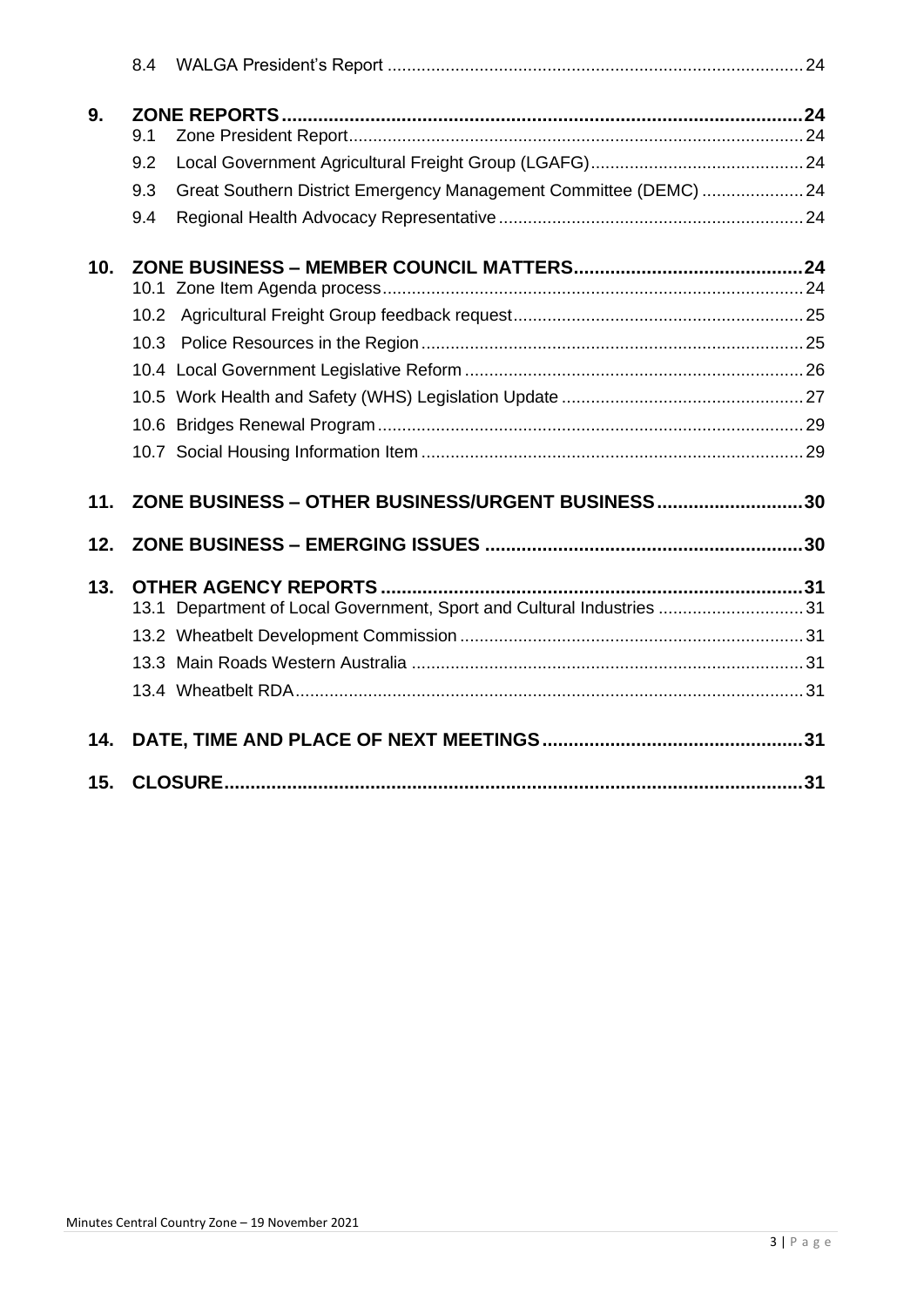8.4 WALGA President's Report ..... 24

**9. ZONE REPORTS ..... 24**

9.1 Zone President Report ..... 24

9.2 Local Government Agricultural Freight Group (LGAFG) ..... 24

9.3 Great Southern District Emergency Management Committee (DEMC) ..... 24

9.4 Regional Health Advocacy Representative ..... 24

**10. ZONE BUSINESS – MEMBER COUNCIL MATTERS ..... 24**

10.1 Zone Item Agenda process ..... 24

10.2 Agricultural Freight Group feedback request ..... 25

10.3 Police Resources in the Region ..... 25

10.4 Local Government Legislative Reform ..... 26

10.5 Work Health and Safety (WHS) Legislation Update ..... 27

10.6 Bridges Renewal Program ..... 29

10.7 Social Housing Information Item ..... 29

**11. ZONE BUSINESS – OTHER BUSINESS/URGENT BUSINESS ..... 30**

**12. ZONE BUSINESS – EMERGING ISSUES ..... 30**

**13. OTHER AGENCY REPORTS ..... 31**

13.1 Department of Local Government, Sport and Cultural Industries ..... 31

13.2 Wheatbelt Development Commission ..... 31

13.3 Main Roads Western Australia ..... 31

13.4 Wheatbelt RDA ..... 31

**14. DATE, TIME AND PLACE OF NEXT MEETINGS ..... 31**

**15. CLOSURE ..... 31**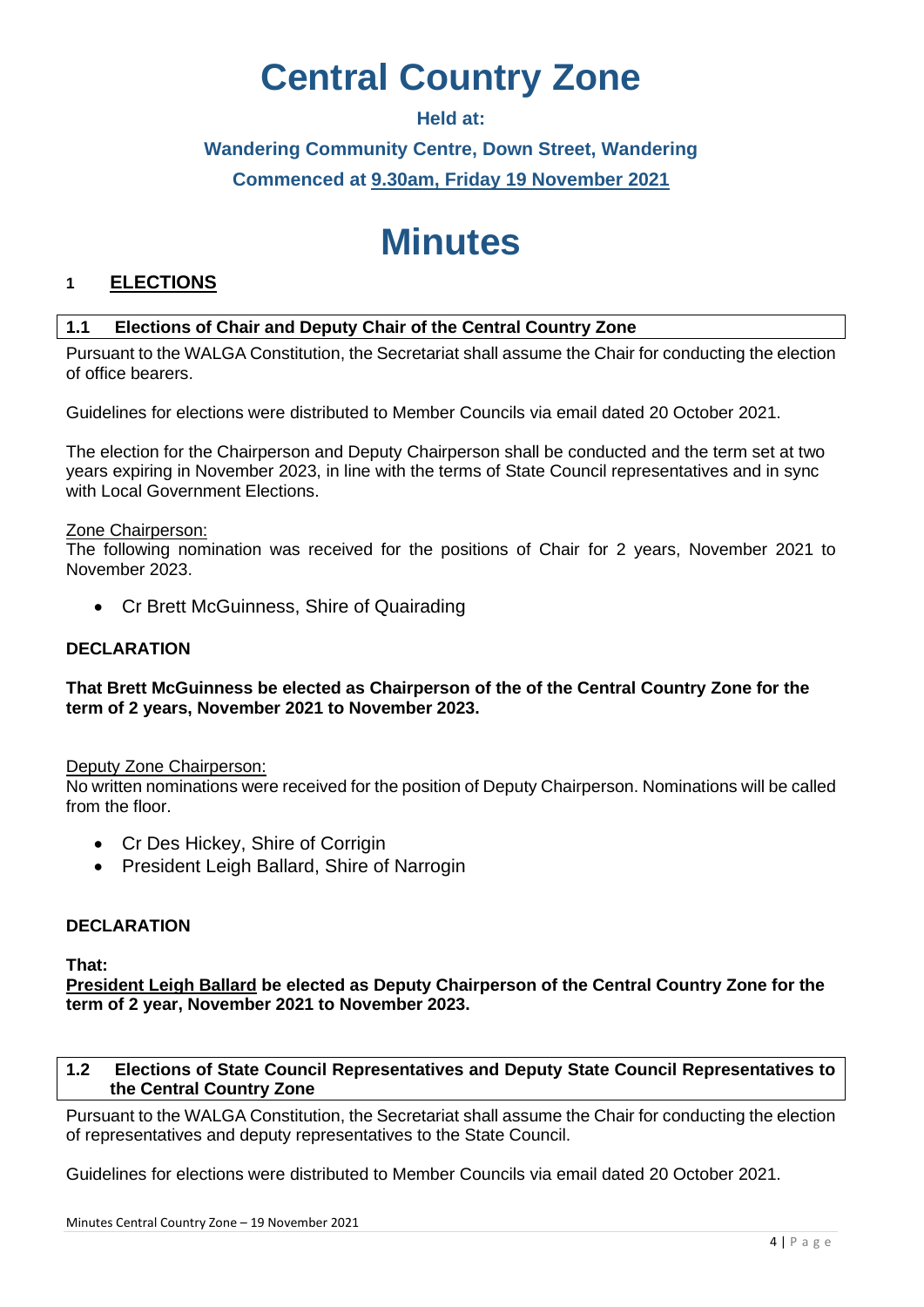# Central Country Zone

**Held at:**

**Wandering Community Centre, Down Street, Wandering**

**Commenced at 9.30am, Friday 19 November 2021**

# Minutes

## 1 ELECTIONS

### 1.1 Elections of Chair and Deputy Chair of the Central Country Zone

Pursuant to the WALGA Constitution, the Secretariat shall assume the Chair for conducting the election of office bearers.

Guidelines for elections were distributed to Member Councils via email dated 20 October 2021.

The election for the Chairperson and Deputy Chairperson shall be conducted and the term set at two years expiring in November 2023, in line with the terms of State Council representatives and in sync with Local Government Elections.

Zone Chairperson:
The following nomination was received for the positions of Chair for 2 years, November 2021 to November 2023.

- Cr Brett McGuinness, Shire of Quairading

**DECLARATION**

**That Brett McGuinness be elected as Chairperson of the of the Central Country Zone for the term of 2 years, November 2021 to November 2023.**

Deputy Zone Chairperson:
No written nominations were received for the position of Deputy Chairperson. Nominations will be called from the floor.

- Cr Des Hickey, Shire of Corrigin
- President Leigh Ballard, Shire of Narrogin

**DECLARATION**

**That:**
**President Leigh Ballard be elected as Deputy Chairperson of the Central Country Zone for the term of 2 year, November 2021 to November 2023.**

### 1.2 Elections of State Council Representatives and Deputy State Council Representatives to the Central Country Zone

Pursuant to the WALGA Constitution, the Secretariat shall assume the Chair for conducting the election of representatives and deputy representatives to the State Council.

Guidelines for elections were distributed to Member Councils via email dated 20 October 2021.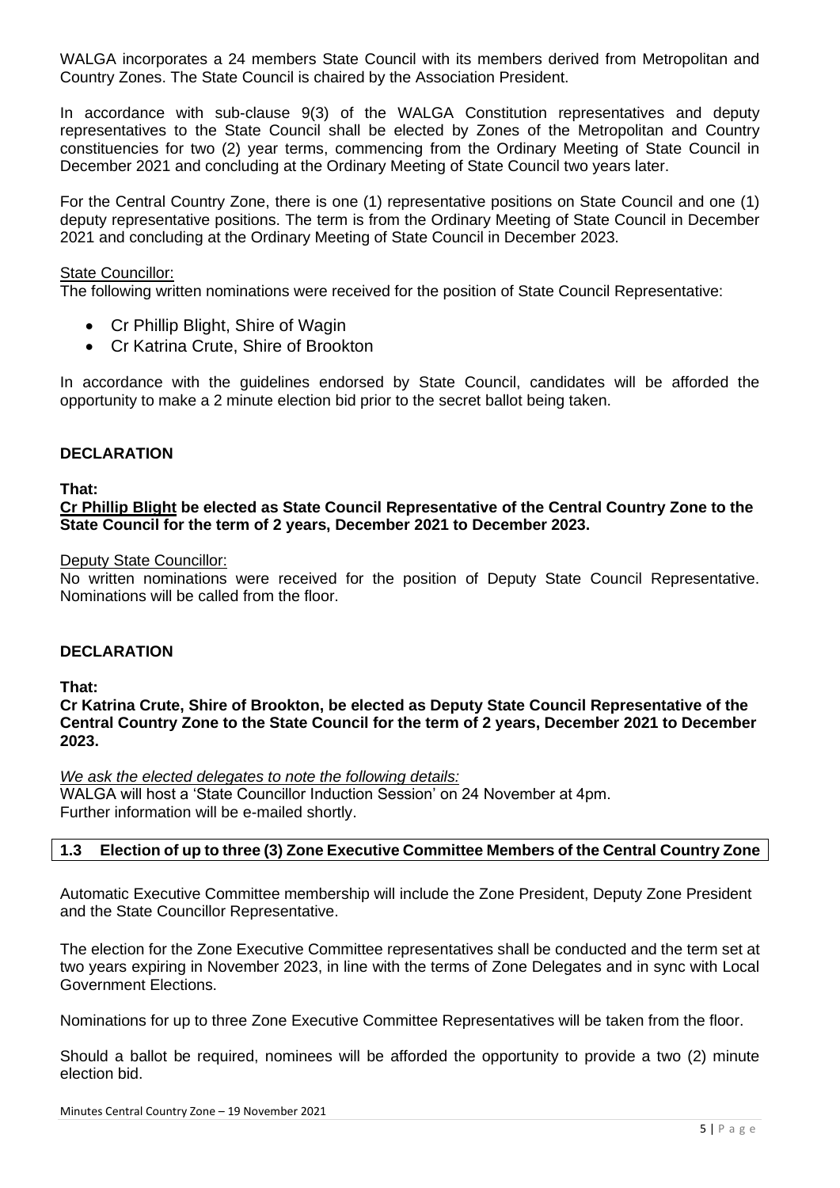WALGA incorporates a 24 members State Council with its members derived from Metropolitan and Country Zones. The State Council is chaired by the Association President.

In accordance with sub-clause 9(3) of the WALGA Constitution representatives and deputy representatives to the State Council shall be elected by Zones of the Metropolitan and Country constituencies for two (2) year terms, commencing from the Ordinary Meeting of State Council in December 2021 and concluding at the Ordinary Meeting of State Council two years later.

For the Central Country Zone, there is one (1) representative positions on State Council and one (1) deputy representative positions. The term is from the Ordinary Meeting of State Council in December 2021 and concluding at the Ordinary Meeting of State Council in December 2023.

State Councillor:
The following written nominations were received for the position of State Council Representative:

- Cr Phillip Blight, Shire of Wagin
- Cr Katrina Crute, Shire of Brookton

In accordance with the guidelines endorsed by State Council, candidates will be afforded the opportunity to make a 2 minute election bid prior to the secret ballot being taken.

**DECLARATION**

**That:**

**Cr Phillip Blight be elected as State Council Representative of the Central Country Zone to the State Council for the term of 2 years, December 2021 to December 2023.**

Deputy State Councillor:
No written nominations were received for the position of Deputy State Council Representative. Nominations will be called from the floor.

**DECLARATION**

**That:**

**Cr Katrina Crute, Shire of Brookton, be elected as Deputy State Council Representative of the Central Country Zone to the State Council for the term of 2 years, December 2021 to December 2023.**

*We ask the elected delegates to note the following details:*
WALGA will host a 'State Councillor Induction Session' on 24 November at 4pm.
Further information will be e-mailed shortly.

### 1.3 Election of up to three (3) Zone Executive Committee Members of the Central Country Zone

Automatic Executive Committee membership will include the Zone President, Deputy Zone President and the State Councillor Representative.

The election for the Zone Executive Committee representatives shall be conducted and the term set at two years expiring in November 2023, in line with the terms of Zone Delegates and in sync with Local Government Elections.

Nominations for up to three Zone Executive Committee Representatives will be taken from the floor.

Should a ballot be required, nominees will be afforded the opportunity to provide a two (2) minute election bid.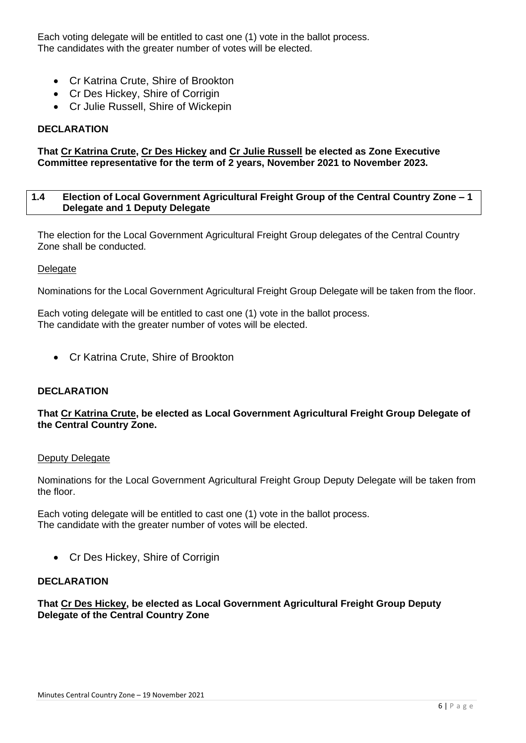Each voting delegate will be entitled to cast one (1) vote in the ballot process.
The candidates with the greater number of votes will be elected.

- Cr Katrina Crute, Shire of Brookton
- Cr Des Hickey, Shire of Corrigin
- Cr Julie Russell, Shire of Wickepin

**DECLARATION**

**That Cr Katrina Crute, Cr Des Hickey and Cr Julie Russell be elected as Zone Executive Committee representative for the term of 2 years, November 2021 to November 2023.**

### 1.4 Election of Local Government Agricultural Freight Group of the Central Country Zone – 1 Delegate and 1 Deputy Delegate

The election for the Local Government Agricultural Freight Group delegates of the Central Country Zone shall be conducted.

Delegate

Nominations for the Local Government Agricultural Freight Group Delegate will be taken from the floor.

Each voting delegate will be entitled to cast one (1) vote in the ballot process.
The candidate with the greater number of votes will be elected.

- Cr Katrina Crute, Shire of Brookton

**DECLARATION**

**That Cr Katrina Crute, be elected as Local Government Agricultural Freight Group Delegate of the Central Country Zone.**

Deputy Delegate

Nominations for the Local Government Agricultural Freight Group Deputy Delegate will be taken from the floor.

Each voting delegate will be entitled to cast one (1) vote in the ballot process.
The candidate with the greater number of votes will be elected.

- Cr Des Hickey, Shire of Corrigin

**DECLARATION**

**That Cr Des Hickey, be elected as Local Government Agricultural Freight Group Deputy Delegate of the Central Country Zone**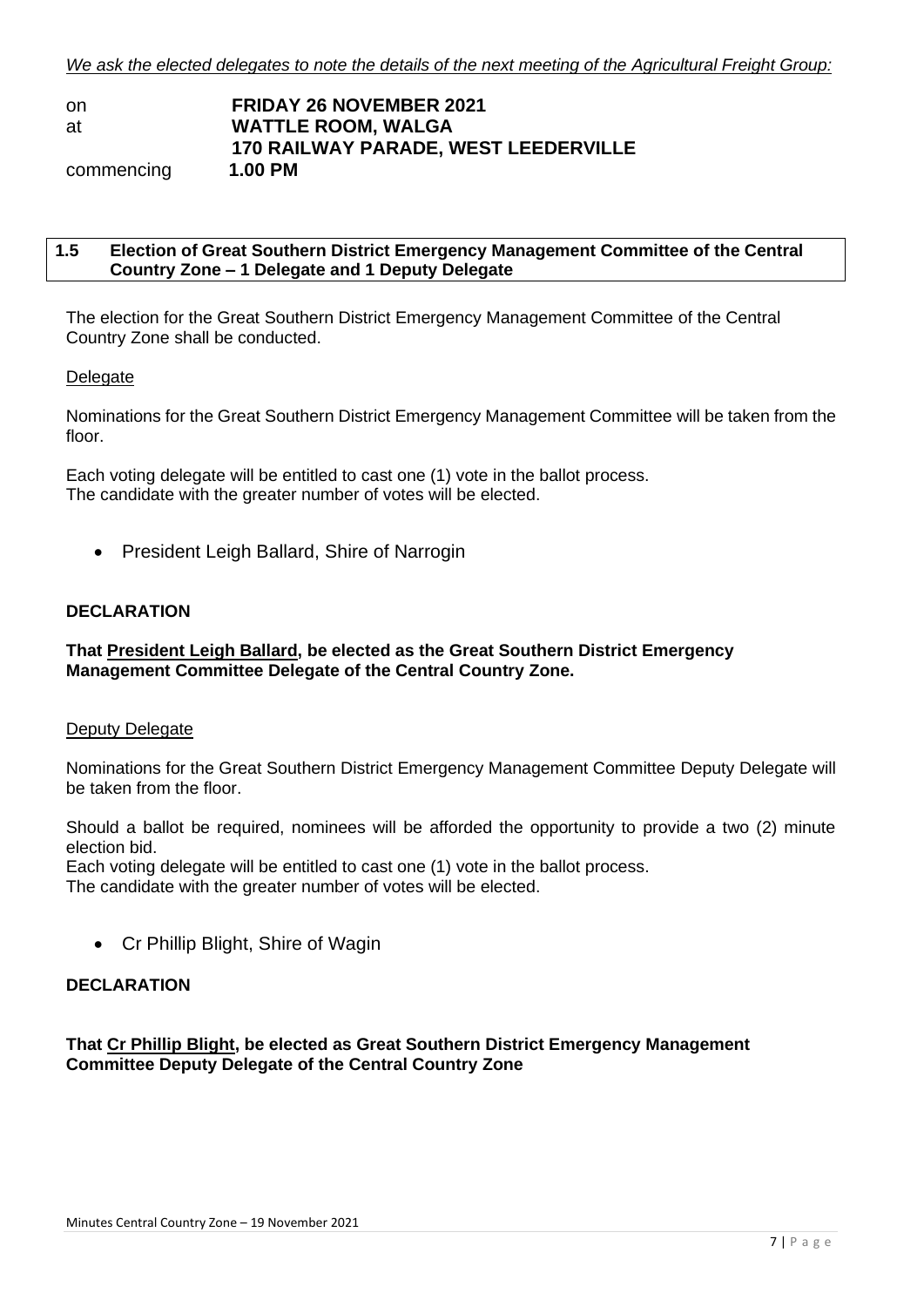*We ask the elected delegates to note the details of the next meeting of the Agricultural Freight Group:*

| | |
|---|---|
| on | **FRIDAY 26 NOVEMBER 2021** |
| at | **WATTLE ROOM, WALGA** |
| | **170 RAILWAY PARADE, WEST LEEDERVILLE** |
| commencing | **1.00 PM** |

### 1.5 Election of Great Southern District Emergency Management Committee of the Central Country Zone – 1 Delegate and 1 Deputy Delegate

The election for the Great Southern District Emergency Management Committee of the Central Country Zone shall be conducted.

Delegate

Nominations for the Great Southern District Emergency Management Committee will be taken from the floor.

Each voting delegate will be entitled to cast one (1) vote in the ballot process.
The candidate with the greater number of votes will be elected.

- President Leigh Ballard, Shire of Narrogin

**DECLARATION**

**That President Leigh Ballard, be elected as the Great Southern District Emergency Management Committee Delegate of the Central Country Zone.**

Deputy Delegate

Nominations for the Great Southern District Emergency Management Committee Deputy Delegate will be taken from the floor.

Should a ballot be required, nominees will be afforded the opportunity to provide a two (2) minute election bid.
Each voting delegate will be entitled to cast one (1) vote in the ballot process.
The candidate with the greater number of votes will be elected.

- Cr Phillip Blight, Shire of Wagin

**DECLARATION**

**That Cr Phillip Blight, be elected as Great Southern District Emergency Management Committee Deputy Delegate of the Central Country Zone**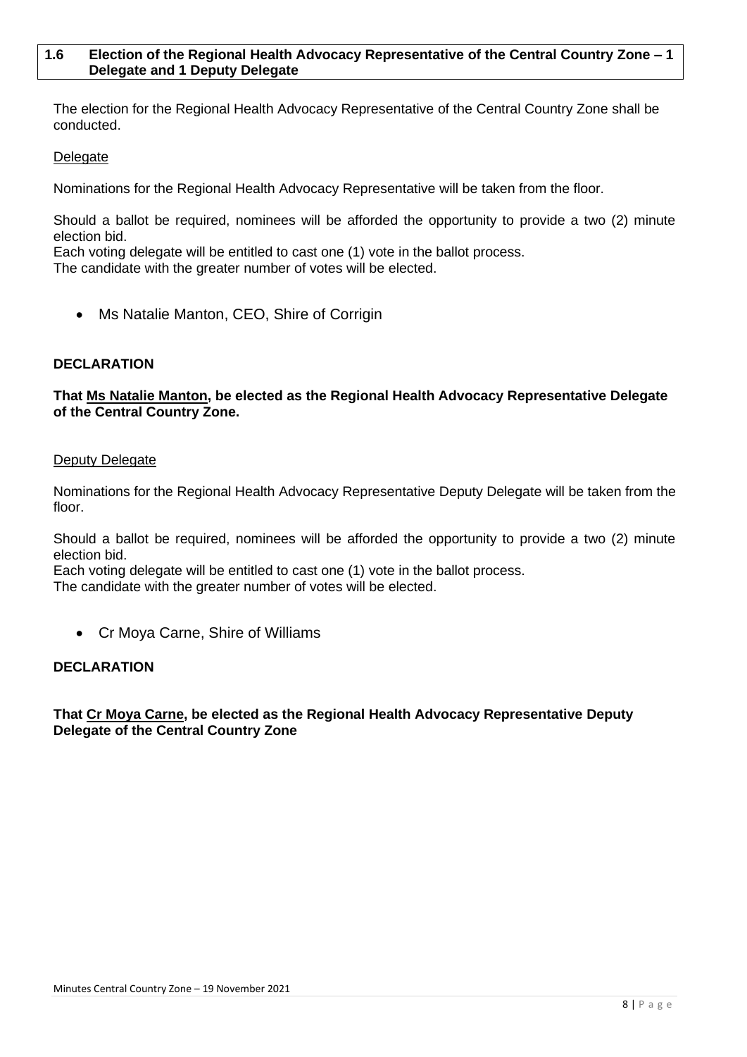### 1.6 Election of the Regional Health Advocacy Representative of the Central Country Zone – 1 Delegate and 1 Deputy Delegate

The election for the Regional Health Advocacy Representative of the Central Country Zone shall be conducted.

Delegate

Nominations for the Regional Health Advocacy Representative will be taken from the floor.

Should a ballot be required, nominees will be afforded the opportunity to provide a two (2) minute election bid.
Each voting delegate will be entitled to cast one (1) vote in the ballot process.
The candidate with the greater number of votes will be elected.

- Ms Natalie Manton, CEO, Shire of Corrigin

**DECLARATION**

**That Ms Natalie Manton, be elected as the Regional Health Advocacy Representative Delegate of the Central Country Zone.**

Deputy Delegate

Nominations for the Regional Health Advocacy Representative Deputy Delegate will be taken from the floor.

Should a ballot be required, nominees will be afforded the opportunity to provide a two (2) minute election bid.
Each voting delegate will be entitled to cast one (1) vote in the ballot process.
The candidate with the greater number of votes will be elected.

- Cr Moya Carne, Shire of Williams

**DECLARATION**

**That Cr Moya Carne, be elected as the Regional Health Advocacy Representative Deputy Delegate of the Central Country Zone**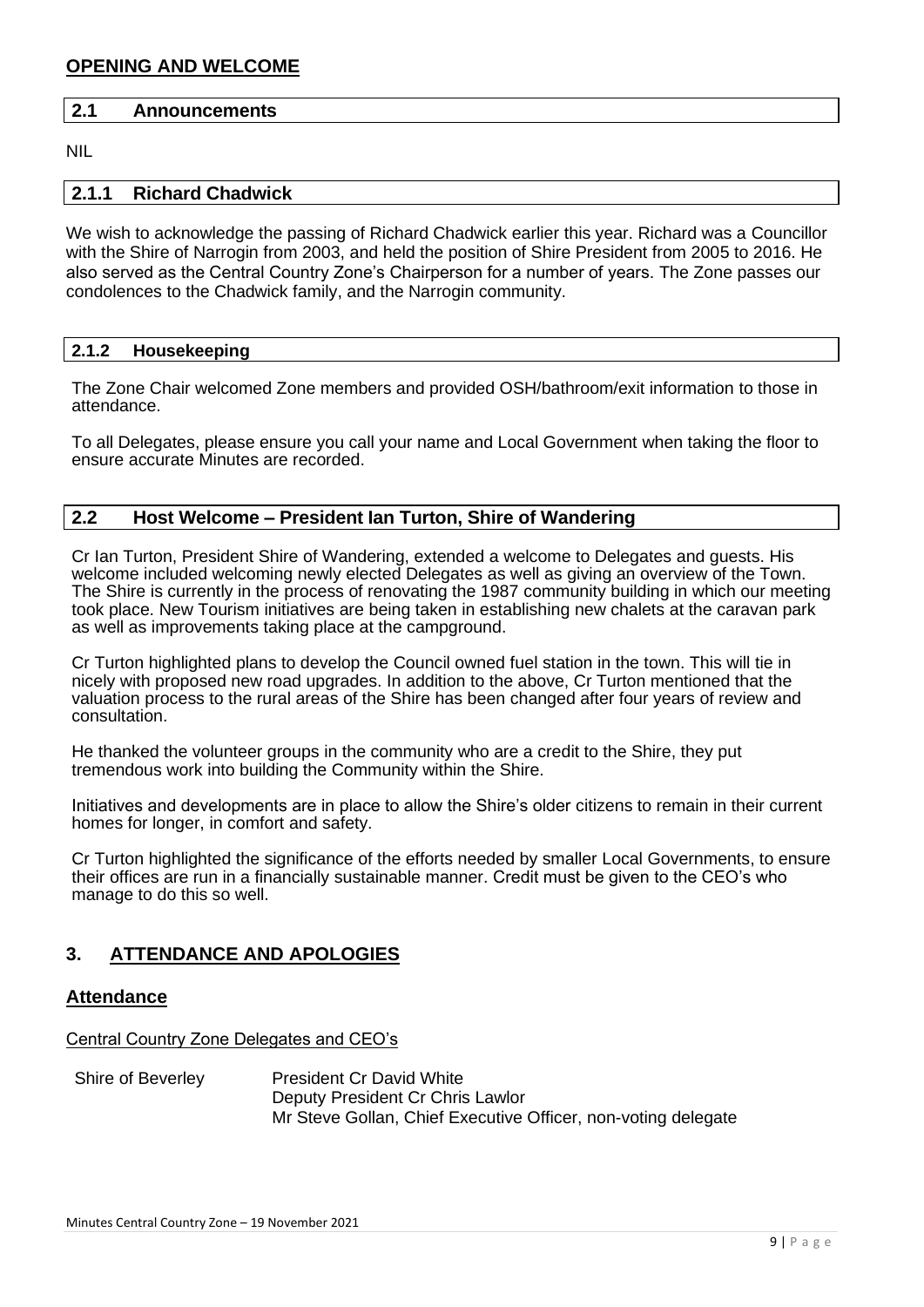## OPENING AND WELCOME

### 2.1 Announcements

NIL

### 2.1.1 Richard Chadwick

We wish to acknowledge the passing of Richard Chadwick earlier this year. Richard was a Councillor with the Shire of Narrogin from 2003, and held the position of Shire President from 2005 to 2016. He also served as the Central Country Zone's Chairperson for a number of years. The Zone passes our condolences to the Chadwick family, and the Narrogin community.

### 2.1.2 Housekeeping

The Zone Chair welcomed Zone members and provided OSH/bathroom/exit information to those in attendance.

To all Delegates, please ensure you call your name and Local Government when taking the floor to ensure accurate Minutes are recorded.

### 2.2 Host Welcome – President Ian Turton, Shire of Wandering

Cr Ian Turton, President Shire of Wandering, extended a welcome to Delegates and guests. His welcome included welcoming newly elected Delegates as well as giving an overview of the Town. The Shire is currently in the process of renovating the 1987 community building in which our meeting took place. New Tourism initiatives are being taken in establishing new chalets at the caravan park as well as improvements taking place at the campground.

Cr Turton highlighted plans to develop the Council owned fuel station in the town. This will tie in nicely with proposed new road upgrades. In addition to the above, Cr Turton mentioned that the valuation process to the rural areas of the Shire has been changed after four years of review and consultation.

He thanked the volunteer groups in the community who are a credit to the Shire, they put tremendous work into building the Community within the Shire.

Initiatives and developments are in place to allow the Shire's older citizens to remain in their current homes for longer, in comfort and safety.

Cr Turton highlighted the significance of the efforts needed by smaller Local Governments, to ensure their offices are run in a financially sustainable manner. Credit must be given to the CEO's who manage to do this so well.

## 3. ATTENDANCE AND APOLOGIES

### Attendance

Central Country Zone Delegates and CEO's

| | |
|---|---|
| Shire of Beverley | President Cr David White |
| | Deputy President Cr Chris Lawlor |
| | Mr Steve Gollan, Chief Executive Officer, non-voting delegate |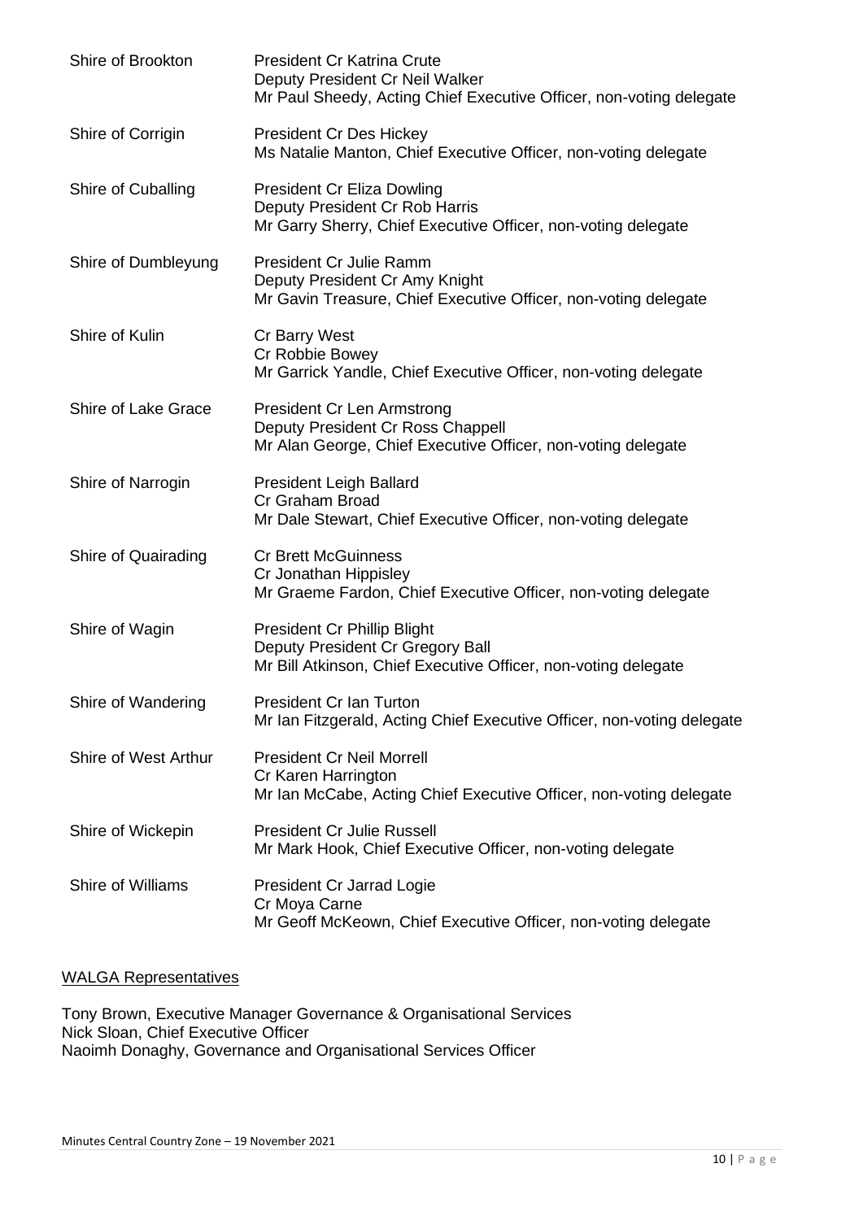| | |
|---|---|
| Shire of Brookton | President Cr Katrina Crute<br>Deputy President Cr Neil Walker<br>Mr Paul Sheedy, Acting Chief Executive Officer, non-voting delegate |
| Shire of Corrigin | President Cr Des Hickey<br>Ms Natalie Manton, Chief Executive Officer, non-voting delegate |
| Shire of Cuballing | President Cr Eliza Dowling<br>Deputy President Cr Rob Harris<br>Mr Garry Sherry, Chief Executive Officer, non-voting delegate |
| Shire of Dumbleyung | President Cr Julie Ramm<br>Deputy President Cr Amy Knight<br>Mr Gavin Treasure, Chief Executive Officer, non-voting delegate |
| Shire of Kulin | Cr Barry West<br>Cr Robbie Bowey<br>Mr Garrick Yandle, Chief Executive Officer, non-voting delegate |
| Shire of Lake Grace | President Cr Len Armstrong<br>Deputy President Cr Ross Chappell<br>Mr Alan George, Chief Executive Officer, non-voting delegate |
| Shire of Narrogin | President Leigh Ballard<br>Cr Graham Broad<br>Mr Dale Stewart, Chief Executive Officer, non-voting delegate |
| Shire of Quairading | Cr Brett McGuinness<br>Cr Jonathan Hippisley<br>Mr Graeme Fardon, Chief Executive Officer, non-voting delegate |
| Shire of Wagin | President Cr Phillip Blight<br>Deputy President Cr Gregory Ball<br>Mr Bill Atkinson, Chief Executive Officer, non-voting delegate |
| Shire of Wandering | President Cr Ian Turton<br>Mr Ian Fitzgerald, Acting Chief Executive Officer, non-voting delegate |
| Shire of West Arthur | President Cr Neil Morrell<br>Cr Karen Harrington<br>Mr Ian McCabe, Acting Chief Executive Officer, non-voting delegate |
| Shire of Wickepin | President Cr Julie Russell<br>Mr Mark Hook, Chief Executive Officer, non-voting delegate |
| Shire of Williams | President Cr Jarrad Logie<br>Cr Moya Carne<br>Mr Geoff McKeown, Chief Executive Officer, non-voting delegate |

<u>WALGA Representatives</u>

Tony Brown, Executive Manager Governance & Organisational Services
Nick Sloan, Chief Executive Officer
Naoimh Donaghy, Governance and Organisational Services Officer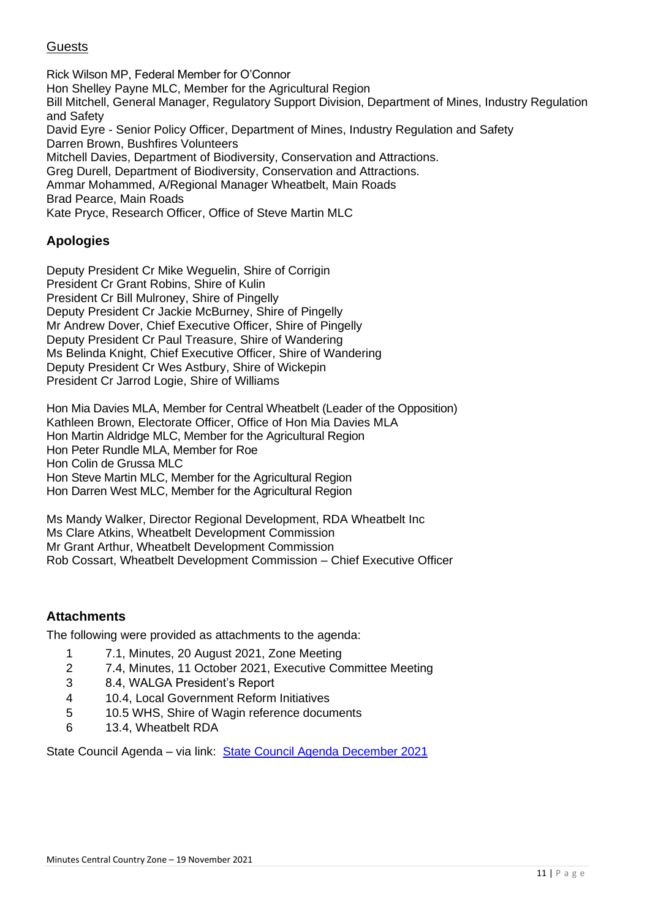## Guests

Rick Wilson MP, Federal Member for O'Connor
Hon Shelley Payne MLC, Member for the Agricultural Region
Bill Mitchell, General Manager, Regulatory Support Division, Department of Mines, Industry Regulation and Safety
David Eyre - Senior Policy Officer, Department of Mines, Industry Regulation and Safety
Darren Brown, Bushfires Volunteers
Mitchell Davies, Department of Biodiversity, Conservation and Attractions.
Greg Durell, Department of Biodiversity, Conservation and Attractions.
Ammar Mohammed, A/Regional Manager Wheatbelt, Main Roads
Brad Pearce, Main Roads
Kate Pryce, Research Officer, Office of Steve Martin MLC

## Apologies

Deputy President Cr Mike Weguelin, Shire of Corrigin
President Cr Grant Robins, Shire of Kulin
President Cr Bill Mulroney, Shire of Pingelly
Deputy President Cr Jackie McBurney, Shire of Pingelly
Mr Andrew Dover, Chief Executive Officer, Shire of Pingelly
Deputy President Cr Paul Treasure, Shire of Wandering
Ms Belinda Knight, Chief Executive Officer, Shire of Wandering
Deputy President Cr Wes Astbury, Shire of Wickepin
President Cr Jarrod Logie, Shire of Williams

Hon Mia Davies MLA, Member for Central Wheatbelt (Leader of the Opposition)
Kathleen Brown, Electorate Officer, Office of Hon Mia Davies MLA
Hon Martin Aldridge MLC, Member for the Agricultural Region
Hon Peter Rundle MLA, Member for Roe
Hon Colin de Grussa MLC
Hon Steve Martin MLC, Member for the Agricultural Region
Hon Darren West MLC, Member for the Agricultural Region

Ms Mandy Walker, Director Regional Development, RDA Wheatbelt Inc
Ms Clare Atkins, Wheatbelt Development Commission
Mr Grant Arthur, Wheatbelt Development Commission
Rob Cossart, Wheatbelt Development Commission – Chief Executive Officer

## Attachments

The following were provided as attachments to the agenda:

1. 7.1, Minutes, 20 August 2021, Zone Meeting
2. 7.4, Minutes, 11 October 2021, Executive Committee Meeting
3. 8.4, WALGA President's Report
4. 10.4, Local Government Reform Initiatives
5. 10.5 WHS, Shire of Wagin reference documents
6. 13.4, Wheatbelt RDA

State Council Agenda – via link: State Council Agenda December 2021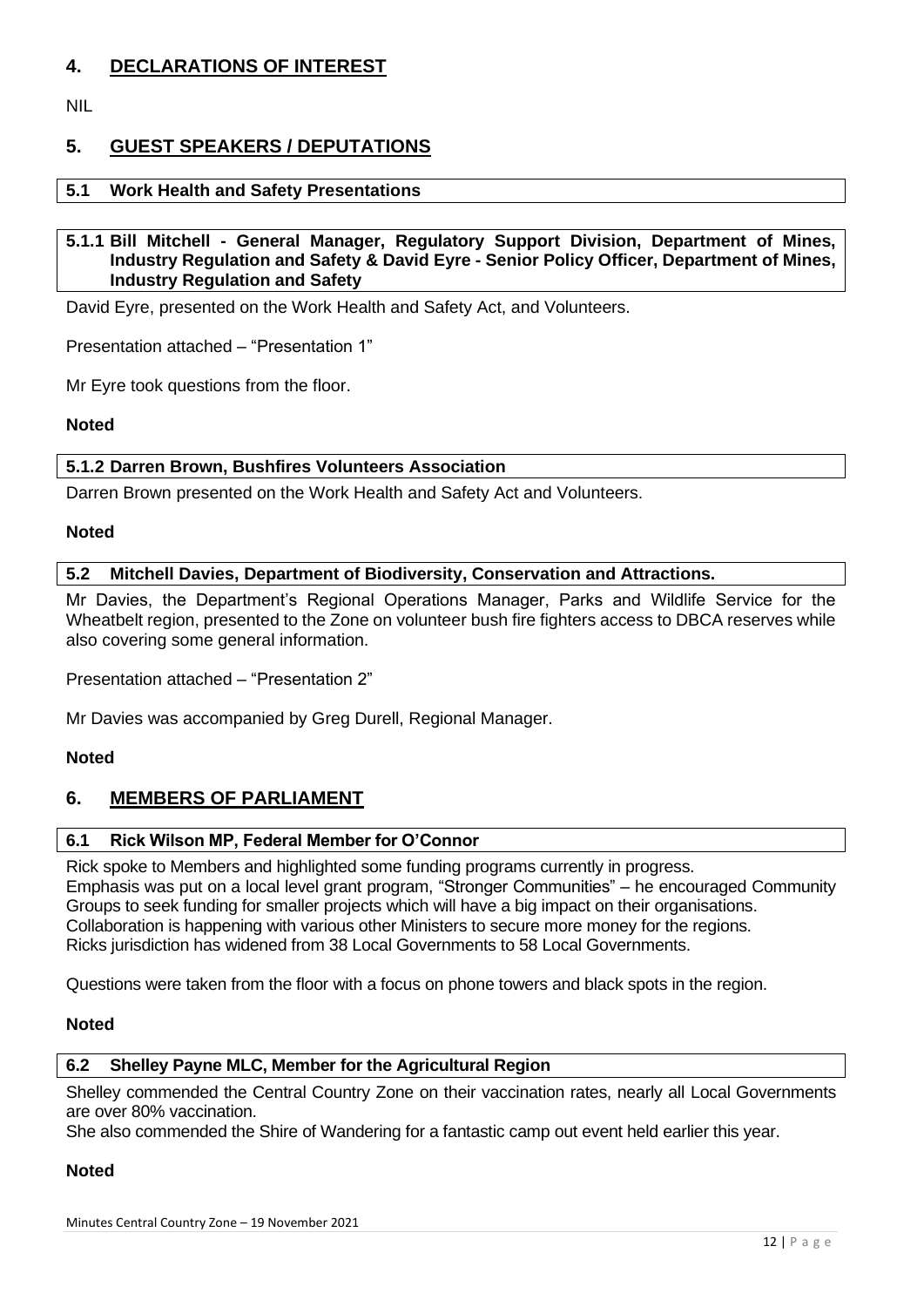## 4. DECLARATIONS OF INTEREST

NIL

## 5. GUEST SPEAKERS / DEPUTATIONS

### 5.1 Work Health and Safety Presentations

#### 5.1.1 Bill Mitchell - General Manager, Regulatory Support Division, Department of Mines, Industry Regulation and Safety & David Eyre - Senior Policy Officer, Department of Mines, Industry Regulation and Safety

David Eyre, presented on the Work Health and Safety Act, and Volunteers.

Presentation attached – "Presentation 1"

Mr Eyre took questions from the floor.

**Noted**

#### 5.1.2 Darren Brown, Bushfires Volunteers Association

Darren Brown presented on the Work Health and Safety Act and Volunteers.

**Noted**

### 5.2 Mitchell Davies, Department of Biodiversity, Conservation and Attractions.

Mr Davies, the Department's Regional Operations Manager, Parks and Wildlife Service for the Wheatbelt region, presented to the Zone on volunteer bush fire fighters access to DBCA reserves while also covering some general information.

Presentation attached – "Presentation 2"

Mr Davies was accompanied by Greg Durell, Regional Manager.

**Noted**

## 6. MEMBERS OF PARLIAMENT

### 6.1 Rick Wilson MP, Federal Member for O'Connor

Rick spoke to Members and highlighted some funding programs currently in progress.
Emphasis was put on a local level grant program, "Stronger Communities" – he encouraged Community Groups to seek funding for smaller projects which will have a big impact on their organisations.
Collaboration is happening with various other Ministers to secure more money for the regions.
Ricks jurisdiction has widened from 38 Local Governments to 58 Local Governments.

Questions were taken from the floor with a focus on phone towers and black spots in the region.

**Noted**

### 6.2 Shelley Payne MLC, Member for the Agricultural Region

Shelley commended the Central Country Zone on their vaccination rates, nearly all Local Governments are over 80% vaccination.
She also commended the Shire of Wandering for a fantastic camp out event held earlier this year.

**Noted**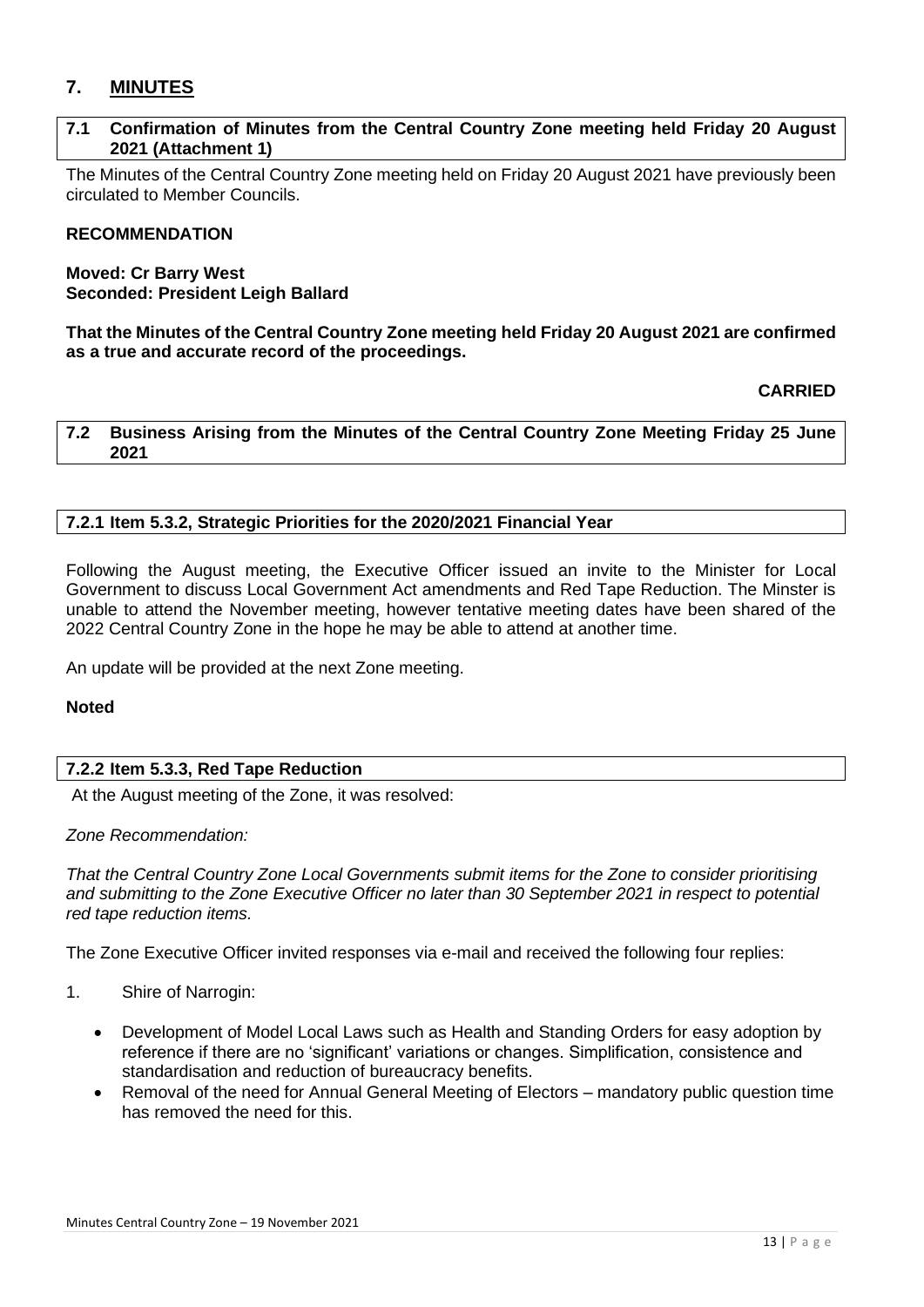## 7. MINUTES

### 7.1 Confirmation of Minutes from the Central Country Zone meeting held Friday 20 August 2021 (Attachment 1)

The Minutes of the Central Country Zone meeting held on Friday 20 August 2021 have previously been circulated to Member Councils.

**RECOMMENDATION**

**Moved: Cr Barry West**
**Seconded: President Leigh Ballard**

**That the Minutes of the Central Country Zone meeting held Friday 20 August 2021 are confirmed as a true and accurate record of the proceedings.**

**CARRIED**

### 7.2 Business Arising from the Minutes of the Central Country Zone Meeting Friday 25 June 2021

#### 7.2.1 Item 5.3.2, Strategic Priorities for the 2020/2021 Financial Year

Following the August meeting, the Executive Officer issued an invite to the Minister for Local Government to discuss Local Government Act amendments and Red Tape Reduction. The Minster is unable to attend the November meeting, however tentative meeting dates have been shared of the 2022 Central Country Zone in the hope he may be able to attend at another time.

An update will be provided at the next Zone meeting.

**Noted**

#### 7.2.2 Item 5.3.3, Red Tape Reduction

At the August meeting of the Zone, it was resolved:

*Zone Recommendation:*

*That the Central Country Zone Local Governments submit items for the Zone to consider prioritising and submitting to the Zone Executive Officer no later than 30 September 2021 in respect to potential red tape reduction items.*

The Zone Executive Officer invited responses via e-mail and received the following four replies:

1. Shire of Narrogin:

    - Development of Model Local Laws such as Health and Standing Orders for easy adoption by reference if there are no 'significant' variations or changes. Simplification, consistence and standardisation and reduction of bureaucracy benefits.
    - Removal of the need for Annual General Meeting of Electors – mandatory public question time has removed the need for this.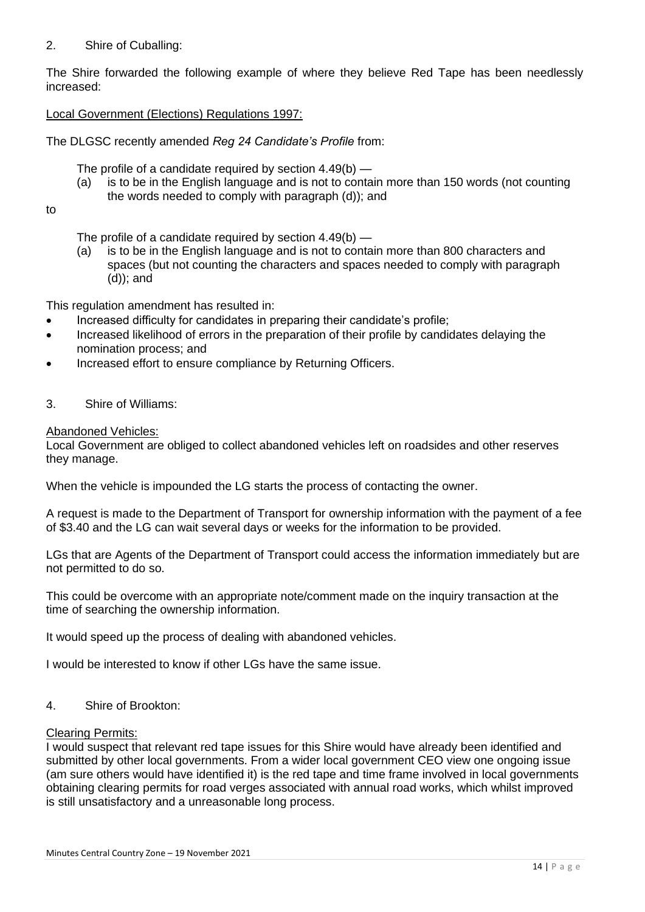2. Shire of Cuballing:

The Shire forwarded the following example of where they believe Red Tape has been needlessly increased:

Local Government (Elections) Regulations 1997:

The DLGSC recently amended *Reg 24 Candidate's Profile* from:

> The profile of a candidate required by section 4.49(b) —
>
> (a) is to be in the English language and is not to contain more than 150 words (not counting the words needed to comply with paragraph (d)); and

to

> The profile of a candidate required by section 4.49(b) —
>
> (a) is to be in the English language and is not to contain more than 800 characters and spaces (but not counting the characters and spaces needed to comply with paragraph (d)); and

This regulation amendment has resulted in:

- Increased difficulty for candidates in preparing their candidate's profile;
- Increased likelihood of errors in the preparation of their profile by candidates delaying the nomination process; and
- Increased effort to ensure compliance by Returning Officers.

3. Shire of Williams:

Abandoned Vehicles:

Local Government are obliged to collect abandoned vehicles left on roadsides and other reserves they manage.

When the vehicle is impounded the LG starts the process of contacting the owner.

A request is made to the Department of Transport for ownership information with the payment of a fee of $3.40 and the LG can wait several days or weeks for the information to be provided.

LGs that are Agents of the Department of Transport could access the information immediately but are not permitted to do so.

This could be overcome with an appropriate note/comment made on the inquiry transaction at the time of searching the ownership information.

It would speed up the process of dealing with abandoned vehicles.

I would be interested to know if other LGs have the same issue.

4. Shire of Brookton:

Clearing Permits:

I would suspect that relevant red tape issues for this Shire would have already been identified and submitted by other local governments. From a wider local government CEO view one ongoing issue (am sure others would have identified it) is the red tape and time frame involved in local governments obtaining clearing permits for road verges associated with annual road works, which whilst improved is still unsatisfactory and a unreasonable long process.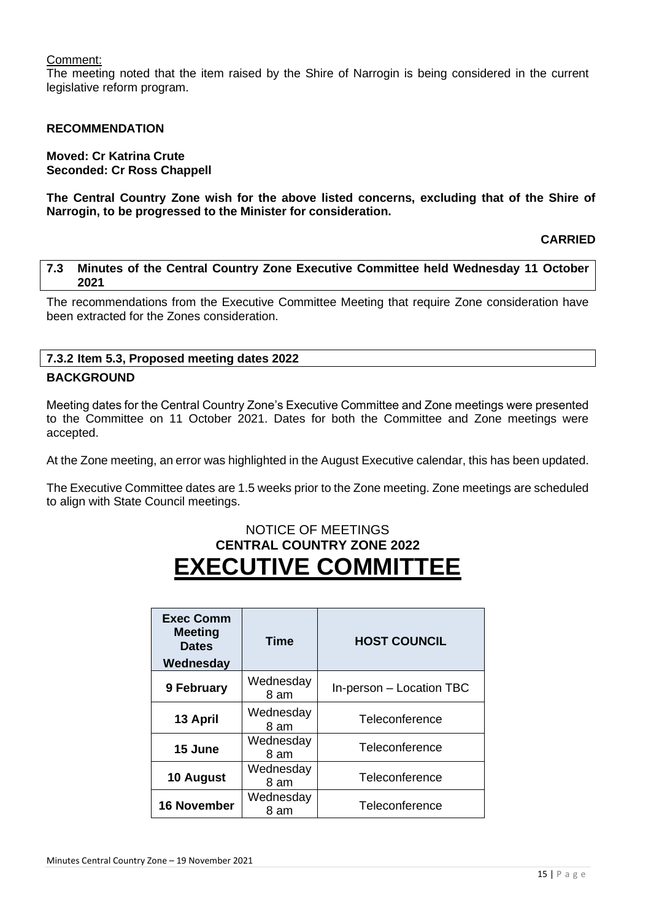Comment:

The meeting noted that the item raised by the Shire of Narrogin is being considered in the current legislative reform program.

**RECOMMENDATION**

**Moved: Cr Katrina Crute**
**Seconded: Cr Ross Chappell**

**The Central Country Zone wish for the above listed concerns, excluding that of the Shire of Narrogin, to be progressed to the Minister for consideration.**

**CARRIED**

## 7.3 Minutes of the Central Country Zone Executive Committee held Wednesday 11 October 2021

The recommendations from the Executive Committee Meeting that require Zone consideration have been extracted for the Zones consideration.

### 7.3.2 Item 5.3, Proposed meeting dates 2022

**BACKGROUND**

Meeting dates for the Central Country Zone's Executive Committee and Zone meetings were presented to the Committee on 11 October 2021. Dates for both the Committee and Zone meetings were accepted.

At the Zone meeting, an error was highlighted in the August Executive calendar, this has been updated.

The Executive Committee dates are 1.5 weeks prior to the Zone meeting. Zone meetings are scheduled to align with State Council meetings.

NOTICE OF MEETINGS
**CENTRAL COUNTRY ZONE 2022**

# EXECUTIVE COMMITTEE

| Exec Comm Meeting Dates Wednesday | Time | HOST COUNCIL |
|---|---|---|
| **9 February** | Wednesday 8 am | In-person – Location TBC |
| **13 April** | Wednesday 8 am | Teleconference |
| **15 June** | Wednesday 8 am | Teleconference |
| **10 August** | Wednesday 8 am | Teleconference |
| **16 November** | Wednesday 8 am | Teleconference |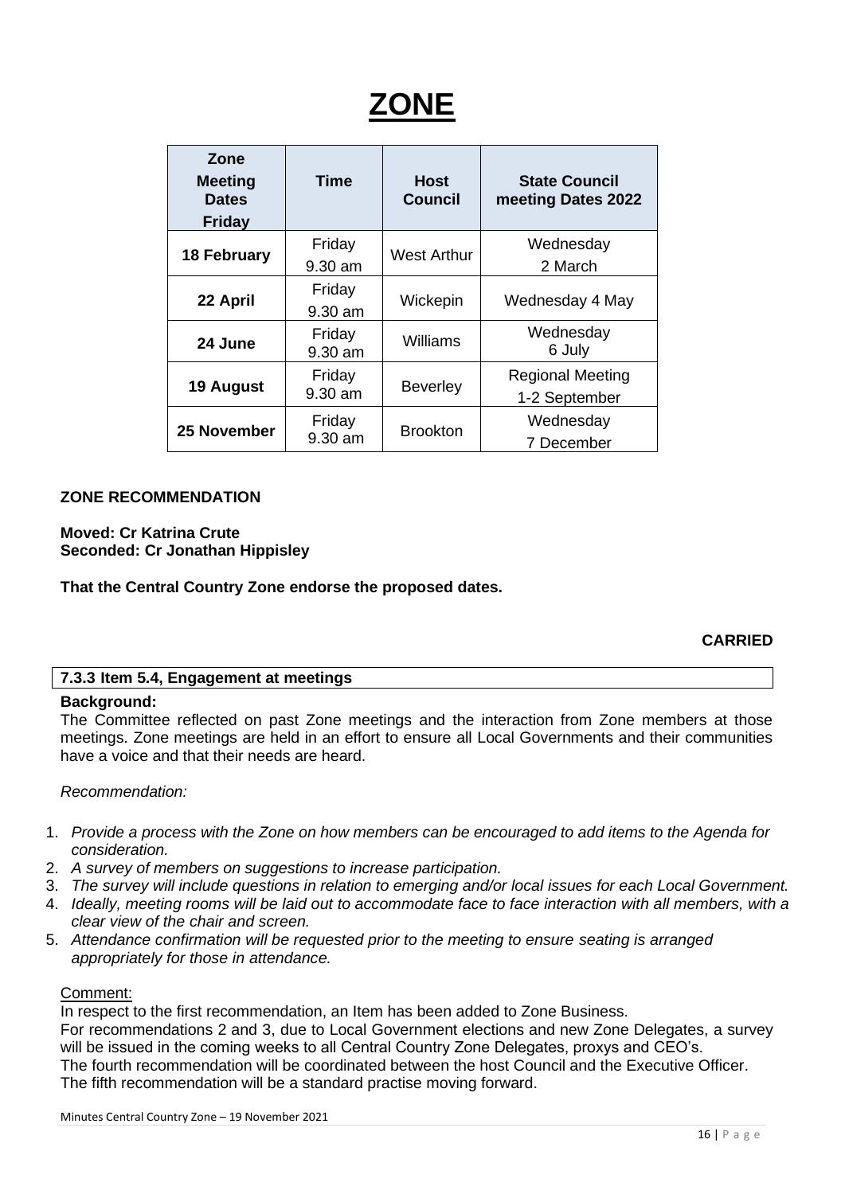# ZONE

| Zone Meeting Dates Friday | Time | Host Council | State Council meeting Dates 2022 |
|---|---|---|---|
| **18 February** | Friday 9.30 am | West Arthur | Wednesday 2 March |
| **22 April** | Friday 9.30 am | Wickepin | Wednesday 4 May |
| **24 June** | Friday 9.30 am | Williams | Wednesday 6 July |
| **19 August** | Friday 9.30 am | Beverley | Regional Meeting 1-2 September |
| **25 November** | Friday 9.30 am | Brookton | Wednesday 7 December |

**ZONE RECOMMENDATION**

**Moved: Cr Katrina Crute**
**Seconded: Cr Jonathan Hippisley**

**That the Central Country Zone endorse the proposed dates.**

**CARRIED**

### 7.3.3 Item 5.4, Engagement at meetings

**Background:**

The Committee reflected on past Zone meetings and the interaction from Zone members at those meetings. Zone meetings are held in an effort to ensure all Local Governments and their communities have a voice and that their needs are heard.

*Recommendation:*

1. *Provide a process with the Zone on how members can be encouraged to add items to the Agenda for consideration.*
2. *A survey of members on suggestions to increase participation.*
3. *The survey will include questions in relation to emerging and/or local issues for each Local Government.*
4. *Ideally, meeting rooms will be laid out to accommodate face to face interaction with all members, with a clear view of the chair and screen.*
5. *Attendance confirmation will be requested prior to the meeting to ensure seating is arranged appropriately for those in attendance.*

Comment:

In respect to the first recommendation, an Item has been added to Zone Business.
For recommendations 2 and 3, due to Local Government elections and new Zone Delegates, a survey will be issued in the coming weeks to all Central Country Zone Delegates, proxys and CEO's.
The fourth recommendation will be coordinated between the host Council and the Executive Officer.
The fifth recommendation will be a standard practise moving forward.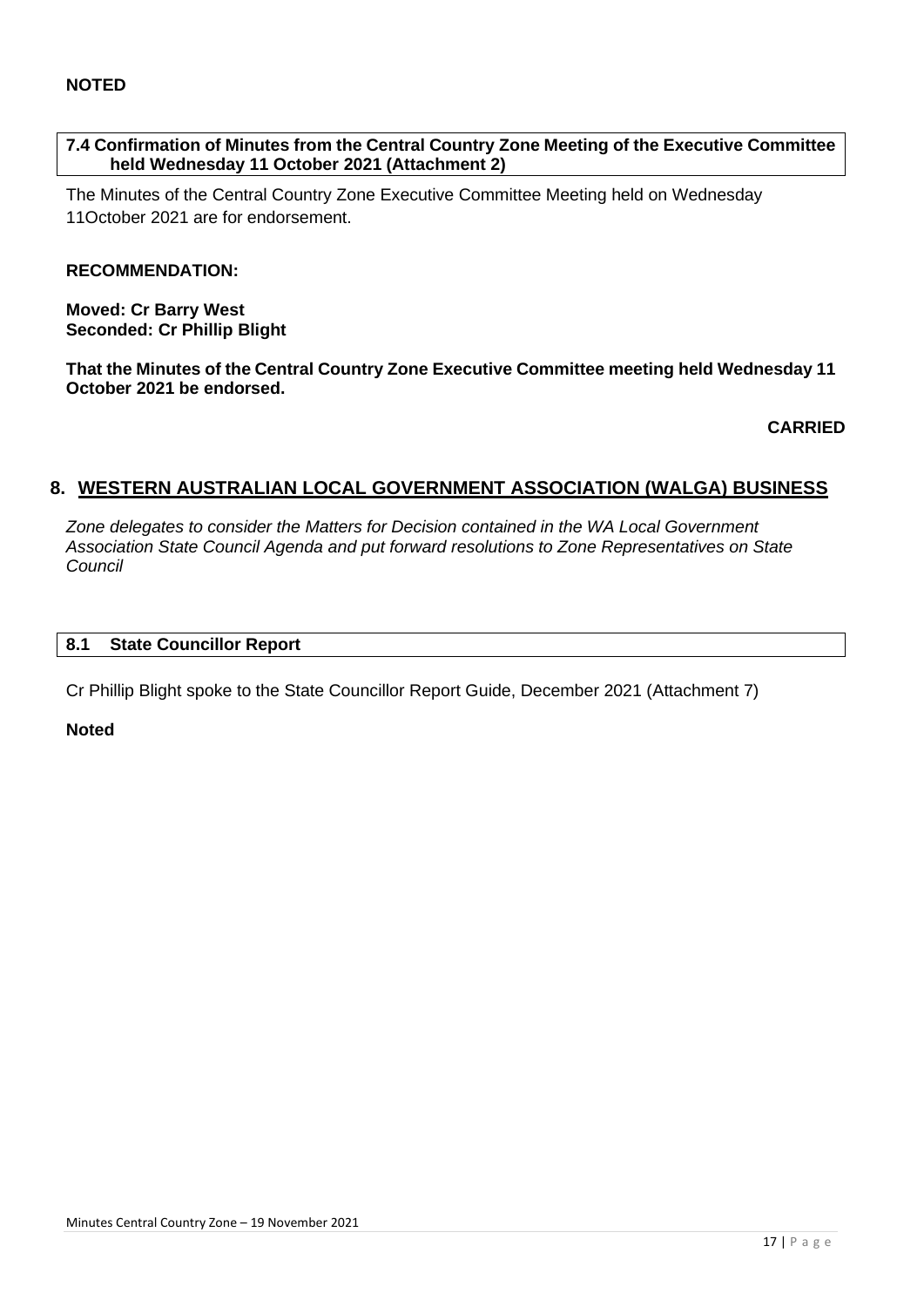**NOTED**

**7.4 Confirmation of Minutes from the Central Country Zone Meeting of the Executive Committee held Wednesday 11 October 2021 (Attachment 2)**

The Minutes of the Central Country Zone Executive Committee Meeting held on Wednesday 11October 2021 are for endorsement.

**RECOMMENDATION:**

**Moved: Cr Barry West**
**Seconded: Cr Phillip Blight**

**That the Minutes of the Central Country Zone Executive Committee meeting held Wednesday 11 October 2021 be endorsed.**

**CARRIED**

## 8. WESTERN AUSTRALIAN LOCAL GOVERNMENT ASSOCIATION (WALGA) BUSINESS

*Zone delegates to consider the Matters for Decision contained in the WA Local Government Association State Council Agenda and put forward resolutions to Zone Representatives on State Council*

**8.1 State Councillor Report**

Cr Phillip Blight spoke to the State Councillor Report Guide, December 2021 (Attachment 7)

**Noted**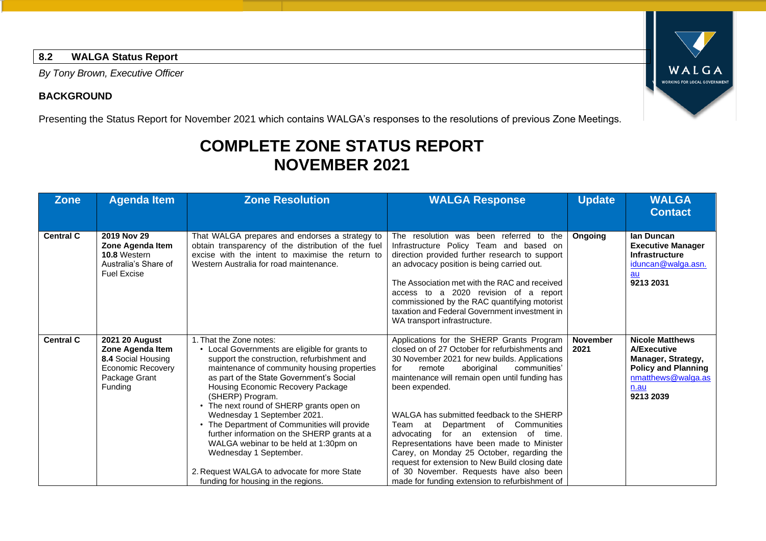## 8.2 WALGA Status Report

*By Tony Brown, Executive Officer*

**BACKGROUND**

Presenting the Status Report for November 2021 which contains WALGA's responses to the resolutions of previous Zone Meetings.

# COMPLETE ZONE STATUS REPORT NOVEMBER 2021

| Zone | Agenda Item | Zone Resolution | WALGA Response | Update | WALGA Contact |
|---|---|---|---|---|---|
| **Central C** | **2019 Nov 29 Zone Agenda Item 10.8** Western Australia's Share of Fuel Excise | That WALGA prepares and endorses a strategy to obtain transparency of the distribution of the fuel excise with the intent to maximise the return to Western Australia for road maintenance. | The resolution was been referred to the Infrastructure Policy Team and based on direction provided further research to support an advocacy position is being carried out.<br><br>The Association met with the RAC and received access to a 2020 revision of a report commissioned by the RAC quantifying motorist taxation and Federal Government investment in WA transport infrastructure. | **Ongoing** | **Ian Duncan Executive Manager Infrastructure** iduncan@walga.asn.au **9213 2031** |
| **Central C** | **2021 20 August Zone Agenda Item 8.4** Social Housing Economic Recovery Package Grant Funding | 1. That the Zone notes:<br>• Local Governments are eligible for grants to support the construction, refurbishment and maintenance of community housing properties as part of the State Government's Social Housing Economic Recovery Package (SHERP) Program.<br>• The next round of SHERP grants open on Wednesday 1 September 2021.<br>• The Department of Communities will provide further information on the SHERP grants at a WALGA webinar to be held at 1:30pm on Wednesday 1 September.<br><br>2. Request WALGA to advocate for more State funding for housing in the regions. | Applications for the SHERP Grants Program closed on of 27 October for refurbishments and 30 November 2021 for new builds. Applications for remote aboriginal communities' maintenance will remain open until funding has been expended.<br><br>WALGA has submitted feedback to the SHERP Team at Department of Communities advocating for an extension of time. Representations have been made to Minister Carey, on Monday 25 October, regarding the request for extension to New Build closing date of 30 November. Requests have also been made for funding extension to refurbishment of | **November 2021** | **Nicole Matthews A/Executive Manager, Strategy, Policy and Planning** nmatthews@walga.asn.au **9213 2039** |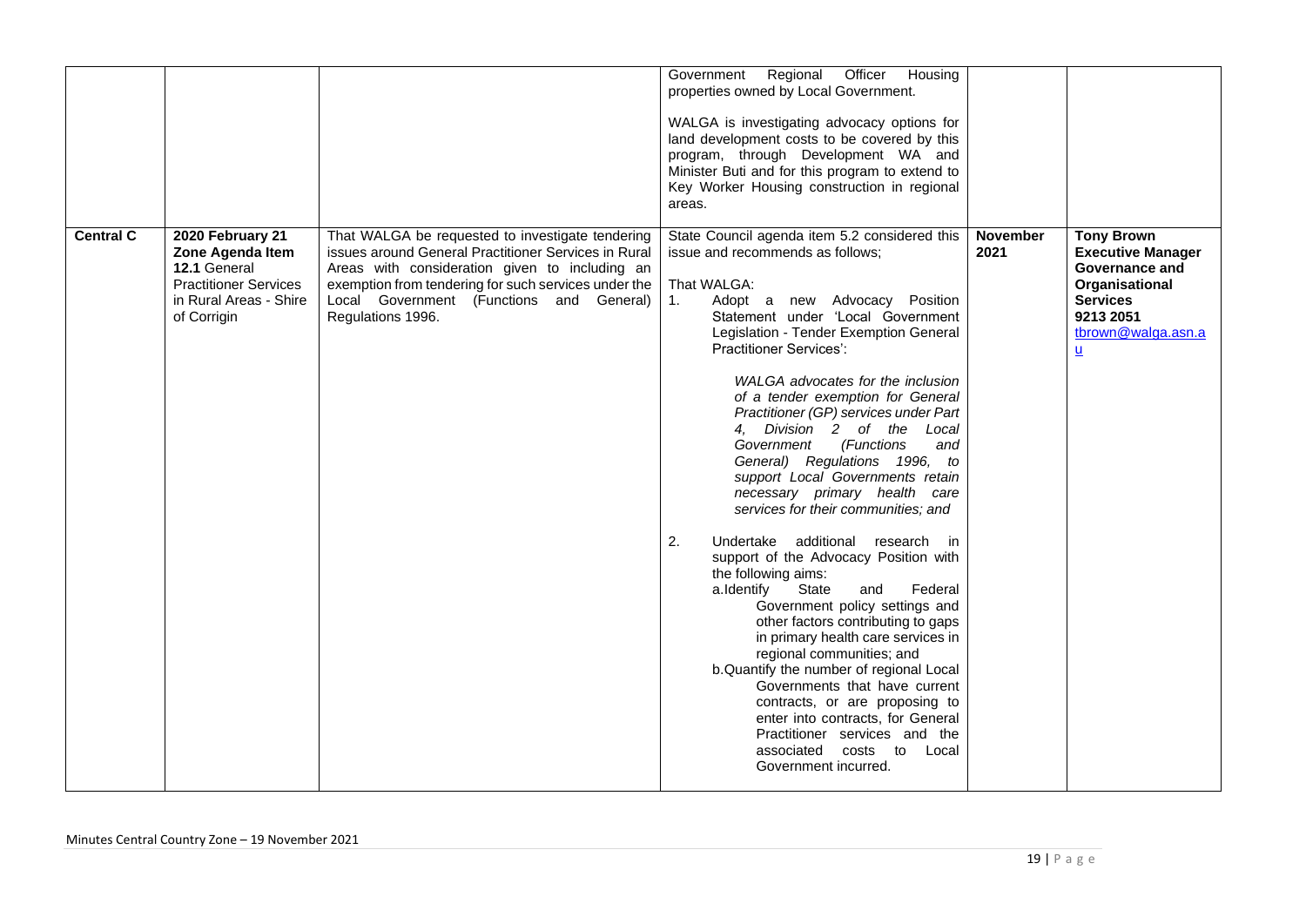|  |  |  | Government Regional Officer Housing properties owned by Local Government.<br><br>WALGA is investigating advocacy options for land development costs to be covered by this program, through Development WA and Minister Buti and for this program to extend to Key Worker Housing construction in regional areas. |  |  |
|---|---|---|---|---|---|
| **Central C** | **2020 February 21 Zone Agenda Item 12.1** General Practitioner Services in Rural Areas - Shire of Corrigin | That WALGA be requested to investigate tendering issues around General Practitioner Services in Rural Areas with consideration given to including an exemption from tendering for such services under the Local Government (Functions and General) Regulations 1996. | State Council agenda item 5.2 considered this issue and recommends as follows;<br><br>That WALGA:<br>1. Adopt a new Advocacy Position Statement under 'Local Government Legislation - Tender Exemption General Practitioner Services':<br><br>*WALGA advocates for the inclusion of a tender exemption for General Practitioner (GP) services under Part 4, Division 2 of the Local Government (Functions and General) Regulations 1996, to support Local Governments retain necessary primary health care services for their communities; and*<br><br>2. Undertake additional research in support of the Advocacy Position with the following aims:<br>a. Identify State and Federal Government policy settings and other factors contributing to gaps in primary health care services in regional communities; and<br>b. Quantify the number of regional Local Governments that have current contracts, or are proposing to enter into contracts, for General Practitioner services and the associated costs to Local Government incurred. | **November 2021** | **Tony Brown Executive Manager Governance and Organisational Services 9213 2051** tbrown@walga.asn.au |

Minutes Central Country Zone – 19 November 2021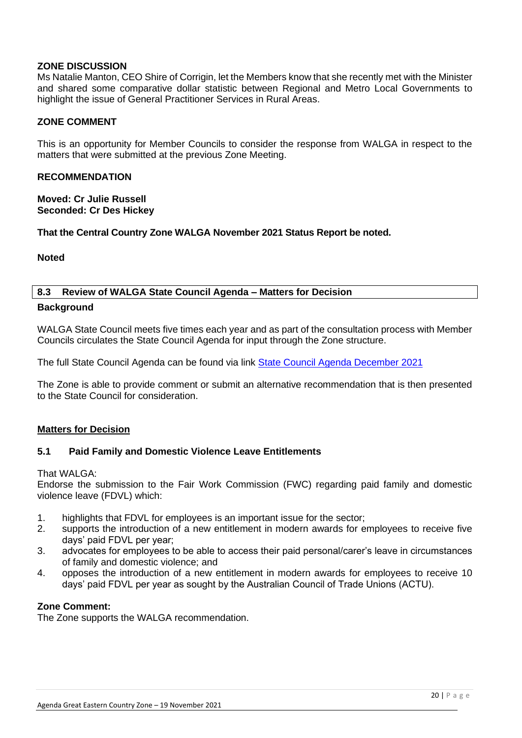**ZONE DISCUSSION**
Ms Natalie Manton, CEO Shire of Corrigin, let the Members know that she recently met with the Minister and shared some comparative dollar statistic between Regional and Metro Local Governments to highlight the issue of General Practitioner Services in Rural Areas.

**ZONE COMMENT**

This is an opportunity for Member Councils to consider the response from WALGA in respect to the matters that were submitted at the previous Zone Meeting.

**RECOMMENDATION**

**Moved: Cr Julie Russell**
**Seconded: Cr Des Hickey**

**That the Central Country Zone WALGA November 2021 Status Report be noted.**

**Noted**

## 8.3 Review of WALGA State Council Agenda – Matters for Decision

**Background**

WALGA State Council meets five times each year and as part of the consultation process with Member Councils circulates the State Council Agenda for input through the Zone structure.

The full State Council Agenda can be found via link State Council Agenda December 2021

The Zone is able to provide comment or submit an alternative recommendation that is then presented to the State Council for consideration.

**Matters for Decision**

### 5.1 Paid Family and Domestic Violence Leave Entitlements

That WALGA:
Endorse the submission to the Fair Work Commission (FWC) regarding paid family and domestic violence leave (FDVL) which:

1. highlights that FDVL for employees is an important issue for the sector;
2. supports the introduction of a new entitlement in modern awards for employees to receive five days' paid FDVL per year;
3. advocates for employees to be able to access their paid personal/carer's leave in circumstances of family and domestic violence; and
4. opposes the introduction of a new entitlement in modern awards for employees to receive 10 days' paid FDVL per year as sought by the Australian Council of Trade Unions (ACTU).

**Zone Comment:**
The Zone supports the WALGA recommendation.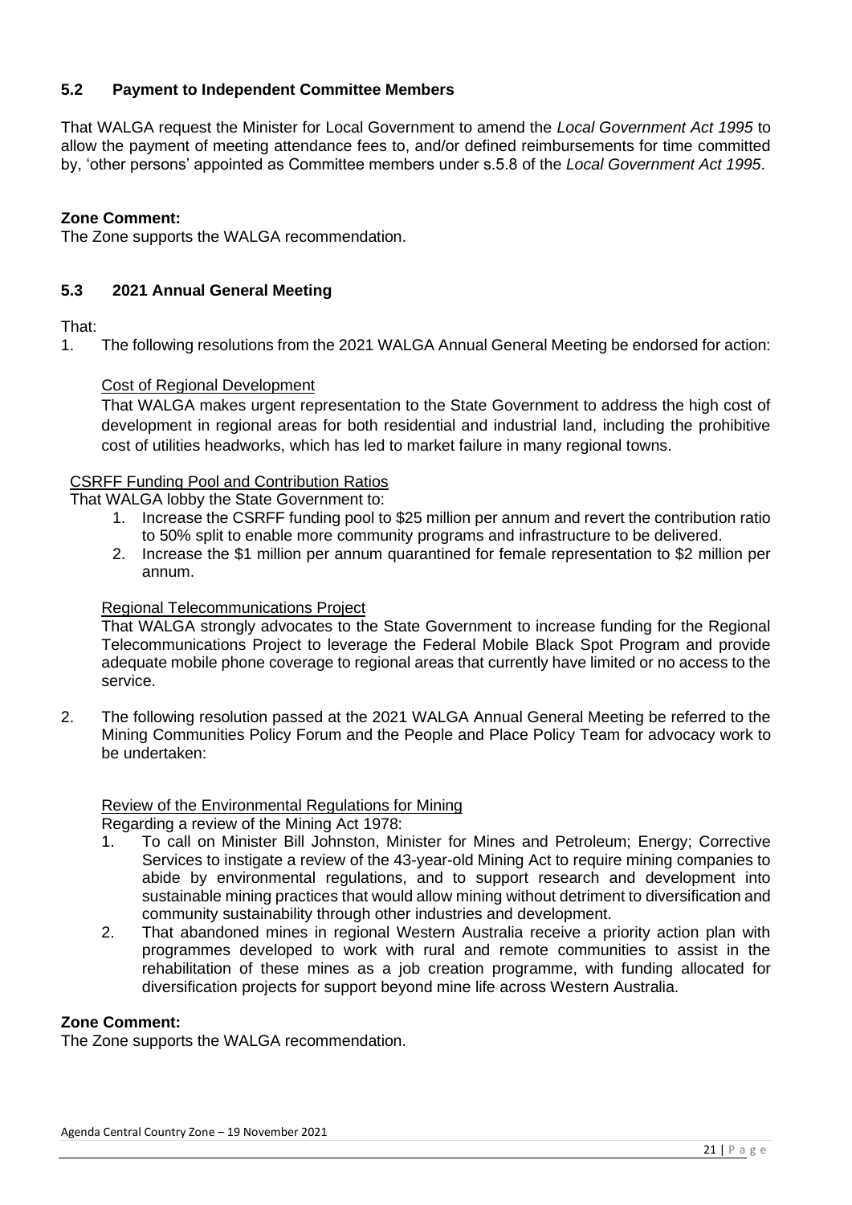### 5.2 Payment to Independent Committee Members

That WALGA request the Minister for Local Government to amend the *Local Government Act 1995* to allow the payment of meeting attendance fees to, and/or defined reimbursements for time committed by, 'other persons' appointed as Committee members under s.5.8 of the *Local Government Act 1995*.

**Zone Comment:**
The Zone supports the WALGA recommendation.

### 5.3 2021 Annual General Meeting

That:

1. The following resolutions from the 2021 WALGA Annual General Meeting be endorsed for action:

   Cost of Regional Development

   That WALGA makes urgent representation to the State Government to address the high cost of development in regional areas for both residential and industrial land, including the prohibitive cost of utilities headworks, which has led to market failure in many regional towns.

   CSRFF Funding Pool and Contribution Ratios

   That WALGA lobby the State Government to:

   1. Increase the CSRFF funding pool to $25 million per annum and revert the contribution ratio to 50% split to enable more community programs and infrastructure to be delivered.
   2. Increase the $1 million per annum quarantined for female representation to $2 million per annum.

   Regional Telecommunications Project

   That WALGA strongly advocates to the State Government to increase funding for the Regional Telecommunications Project to leverage the Federal Mobile Black Spot Program and provide adequate mobile phone coverage to regional areas that currently have limited or no access to the service.

2. The following resolution passed at the 2021 WALGA Annual General Meeting be referred to the Mining Communities Policy Forum and the People and Place Policy Team for advocacy work to be undertaken:

   Review of the Environmental Regulations for Mining

   Regarding a review of the Mining Act 1978:

   1. To call on Minister Bill Johnston, Minister for Mines and Petroleum; Energy; Corrective Services to instigate a review of the 43-year-old Mining Act to require mining companies to abide by environmental regulations, and to support research and development into sustainable mining practices that would allow mining without detriment to diversification and community sustainability through other industries and development.
   2. That abandoned mines in regional Western Australia receive a priority action plan with programmes developed to work with rural and remote communities to assist in the rehabilitation of these mines as a job creation programme, with funding allocated for diversification projects for support beyond mine life across Western Australia.

**Zone Comment:**
The Zone supports the WALGA recommendation.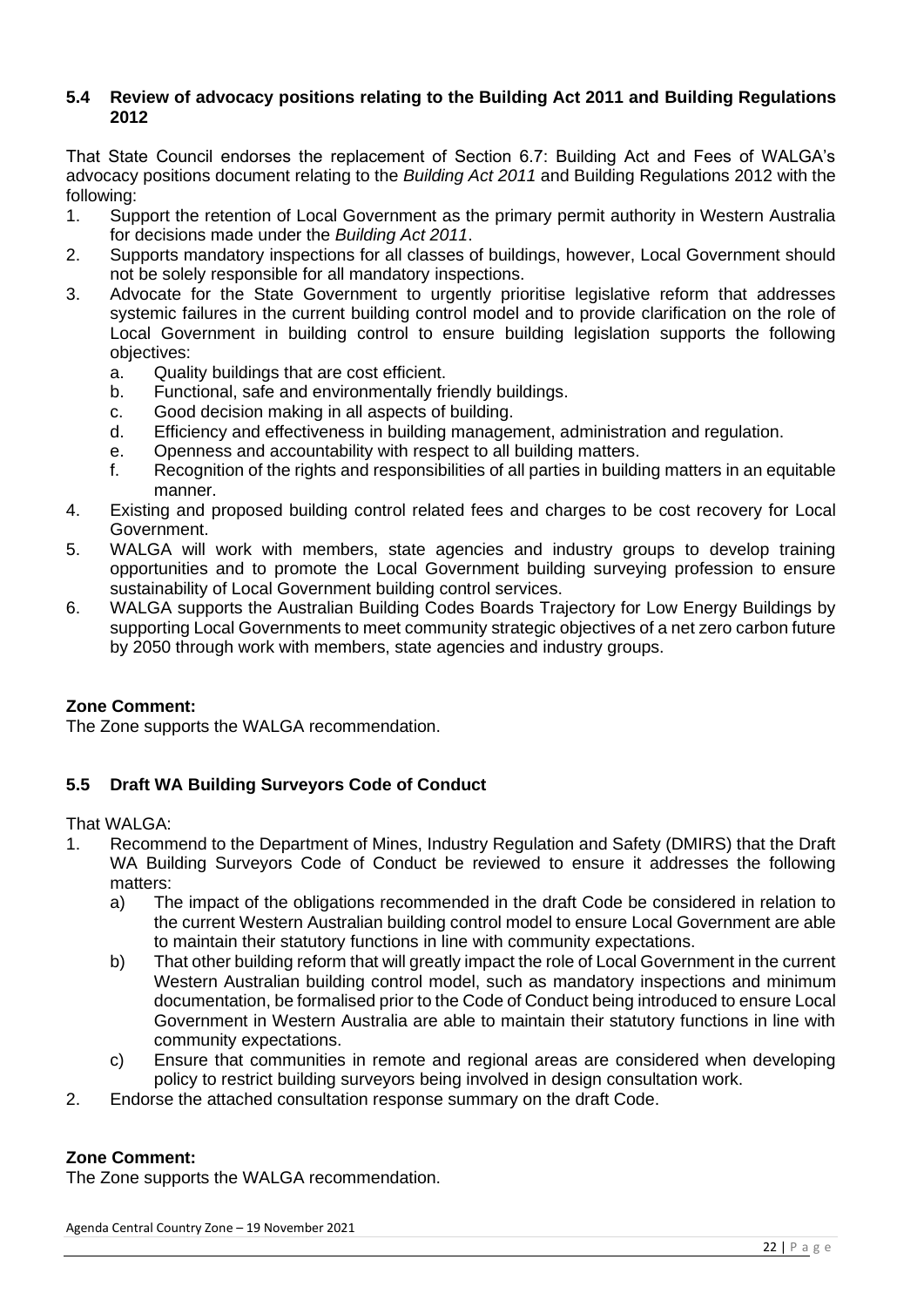### 5.4 Review of advocacy positions relating to the Building Act 2011 and Building Regulations 2012

That State Council endorses the replacement of Section 6.7: Building Act and Fees of WALGA's advocacy positions document relating to the *Building Act 2011* and Building Regulations 2012 with the following:

1. Support the retention of Local Government as the primary permit authority in Western Australia for decisions made under the *Building Act 2011*.
2. Supports mandatory inspections for all classes of buildings, however, Local Government should not be solely responsible for all mandatory inspections.
3. Advocate for the State Government to urgently prioritise legislative reform that addresses systemic failures in the current building control model and to provide clarification on the role of Local Government in building control to ensure building legislation supports the following objectives:
   a. Quality buildings that are cost efficient.
   b. Functional, safe and environmentally friendly buildings.
   c. Good decision making in all aspects of building.
   d. Efficiency and effectiveness in building management, administration and regulation.
   e. Openness and accountability with respect to all building matters.
   f. Recognition of the rights and responsibilities of all parties in building matters in an equitable manner.
4. Existing and proposed building control related fees and charges to be cost recovery for Local Government.
5. WALGA will work with members, state agencies and industry groups to develop training opportunities and to promote the Local Government building surveying profession to ensure sustainability of Local Government building control services.
6. WALGA supports the Australian Building Codes Boards Trajectory for Low Energy Buildings by supporting Local Governments to meet community strategic objectives of a net zero carbon future by 2050 through work with members, state agencies and industry groups.

**Zone Comment:**
The Zone supports the WALGA recommendation.

### 5.5 Draft WA Building Surveyors Code of Conduct

That WALGA:

1. Recommend to the Department of Mines, Industry Regulation and Safety (DMIRS) that the Draft WA Building Surveyors Code of Conduct be reviewed to ensure it addresses the following matters:
   a) The impact of the obligations recommended in the draft Code be considered in relation to the current Western Australian building control model to ensure Local Government are able to maintain their statutory functions in line with community expectations.
   b) That other building reform that will greatly impact the role of Local Government in the current Western Australian building control model, such as mandatory inspections and minimum documentation, be formalised prior to the Code of Conduct being introduced to ensure Local Government in Western Australia are able to maintain their statutory functions in line with community expectations.
   c) Ensure that communities in remote and regional areas are considered when developing policy to restrict building surveyors being involved in design consultation work.
2. Endorse the attached consultation response summary on the draft Code.

**Zone Comment:**
The Zone supports the WALGA recommendation.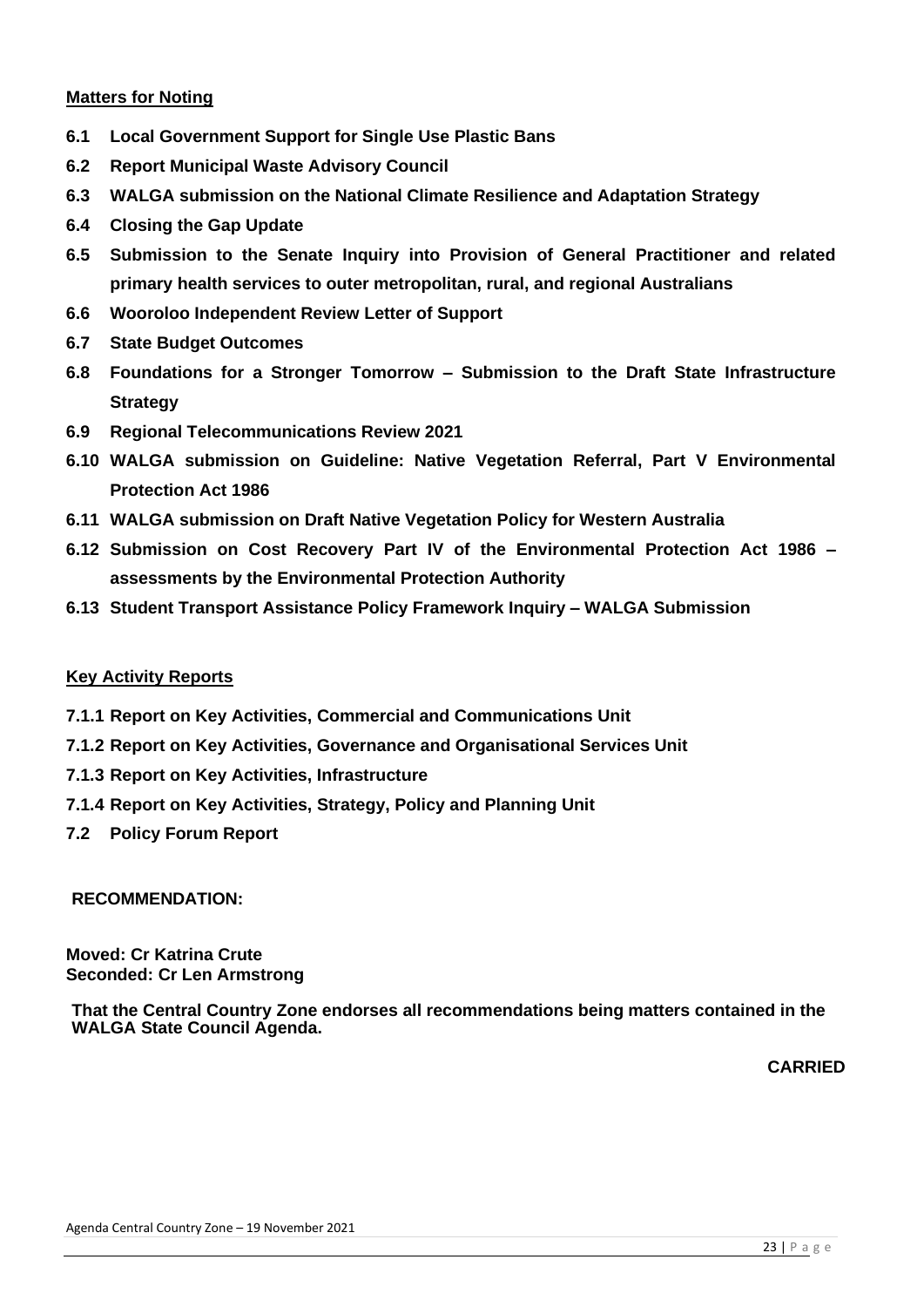**Matters for Noting**

**6.1 Local Government Support for Single Use Plastic Bans**

**6.2 Report Municipal Waste Advisory Council**

**6.3 WALGA submission on the National Climate Resilience and Adaptation Strategy**

**6.4 Closing the Gap Update**

**6.5 Submission to the Senate Inquiry into Provision of General Practitioner and related primary health services to outer metropolitan, rural, and regional Australians**

**6.6 Wooroloo Independent Review Letter of Support**

**6.7 State Budget Outcomes**

**6.8 Foundations for a Stronger Tomorrow – Submission to the Draft State Infrastructure Strategy**

**6.9 Regional Telecommunications Review 2021**

**6.10 WALGA submission on Guideline: Native Vegetation Referral, Part V Environmental Protection Act 1986**

**6.11 WALGA submission on Draft Native Vegetation Policy for Western Australia**

**6.12 Submission on Cost Recovery Part IV of the Environmental Protection Act 1986 – assessments by the Environmental Protection Authority**

**6.13 Student Transport Assistance Policy Framework Inquiry – WALGA Submission**

**Key Activity Reports**

**7.1.1 Report on Key Activities, Commercial and Communications Unit**

**7.1.2 Report on Key Activities, Governance and Organisational Services Unit**

**7.1.3 Report on Key Activities, Infrastructure**

**7.1.4 Report on Key Activities, Strategy, Policy and Planning Unit**

**7.2 Policy Forum Report**

**RECOMMENDATION:**

**Moved: Cr Katrina Crute**
**Seconded: Cr Len Armstrong**

**That the Central Country Zone endorses all recommendations being matters contained in the WALGA State Council Agenda.**

**CARRIED**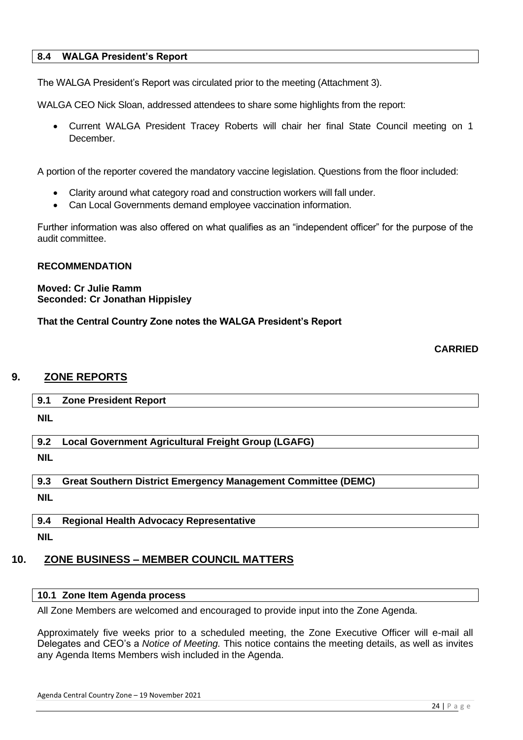### 8.4 WALGA President's Report

The WALGA President's Report was circulated prior to the meeting (Attachment 3).

WALGA CEO Nick Sloan, addressed attendees to share some highlights from the report:

- Current WALGA President Tracey Roberts will chair her final State Council meeting on 1 December.

A portion of the reporter covered the mandatory vaccine legislation. Questions from the floor included:

- Clarity around what category road and construction workers will fall under.
- Can Local Governments demand employee vaccination information.

Further information was also offered on what qualifies as an "independent officer" for the purpose of the audit committee.

**RECOMMENDATION**

**Moved: Cr Julie Ramm**
**Seconded: Cr Jonathan Hippisley**

**That the Central Country Zone notes the WALGA President's Report**

**CARRIED**

## 9. ZONE REPORTS

### 9.1 Zone President Report

**NIL**

### 9.2 Local Government Agricultural Freight Group (LGAFG)

**NIL**

### 9.3 Great Southern District Emergency Management Committee (DEMC)

**NIL**

### 9.4 Regional Health Advocacy Representative

**NIL**

## 10. ZONE BUSINESS – MEMBER COUNCIL MATTERS

### 10.1 Zone Item Agenda process

All Zone Members are welcomed and encouraged to provide input into the Zone Agenda.

Approximately five weeks prior to a scheduled meeting, the Zone Executive Officer will e-mail all Delegates and CEO's a *Notice of Meeting.* This notice contains the meeting details, as well as invites any Agenda Items Members wish included in the Agenda.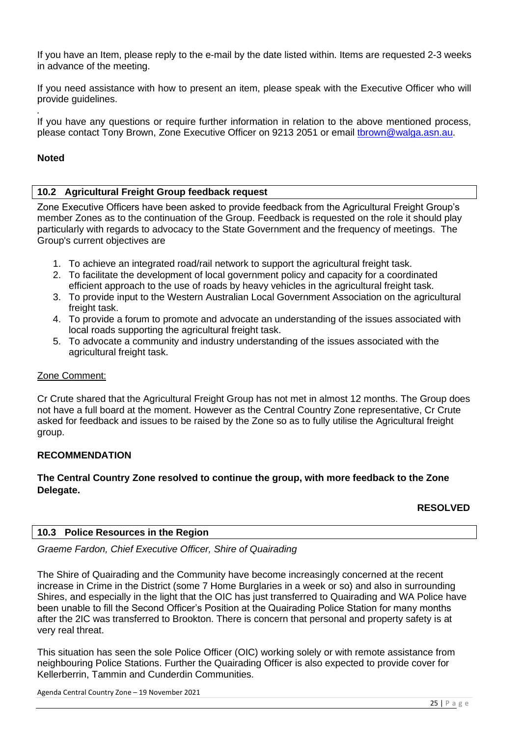If you have an Item, please reply to the e-mail by the date listed within. Items are requested 2-3 weeks in advance of the meeting.

If you need assistance with how to present an item, please speak with the Executive Officer who will provide guidelines.

If you have any questions or require further information in relation to the above mentioned process, please contact Tony Brown, Zone Executive Officer on 9213 2051 or email tbrown@walga.asn.au.

**Noted**

## 10.2 Agricultural Freight Group feedback request

Zone Executive Officers have been asked to provide feedback from the Agricultural Freight Group's member Zones as to the continuation of the Group. Feedback is requested on the role it should play particularly with regards to advocacy to the State Government and the frequency of meetings. The Group's current objectives are

1. To achieve an integrated road/rail network to support the agricultural freight task.
2. To facilitate the development of local government policy and capacity for a coordinated efficient approach to the use of roads by heavy vehicles in the agricultural freight task.
3. To provide input to the Western Australian Local Government Association on the agricultural freight task.
4. To provide a forum to promote and advocate an understanding of the issues associated with local roads supporting the agricultural freight task.
5. To advocate a community and industry understanding of the issues associated with the agricultural freight task.

Zone Comment:

Cr Crute shared that the Agricultural Freight Group has not met in almost 12 months. The Group does not have a full board at the moment. However as the Central Country Zone representative, Cr Crute asked for feedback and issues to be raised by the Zone so as to fully utilise the Agricultural freight group.

**RECOMMENDATION**

**The Central Country Zone resolved to continue the group, with more feedback to the Zone Delegate.**

**RESOLVED**

## 10.3 Police Resources in the Region

*Graeme Fardon, Chief Executive Officer, Shire of Quairading*

The Shire of Quairading and the Community have become increasingly concerned at the recent increase in Crime in the District (some 7 Home Burglaries in a week or so) and also in surrounding Shires, and especially in the light that the OIC has just transferred to Quairading and WA Police have been unable to fill the Second Officer's Position at the Quairading Police Station for many months after the 2IC was transferred to Brookton. There is concern that personal and property safety is at very real threat.

This situation has seen the sole Police Officer (OIC) working solely or with remote assistance from neighbouring Police Stations. Further the Quairading Officer is also expected to provide cover for Kellerberrin, Tammin and Cunderdin Communities.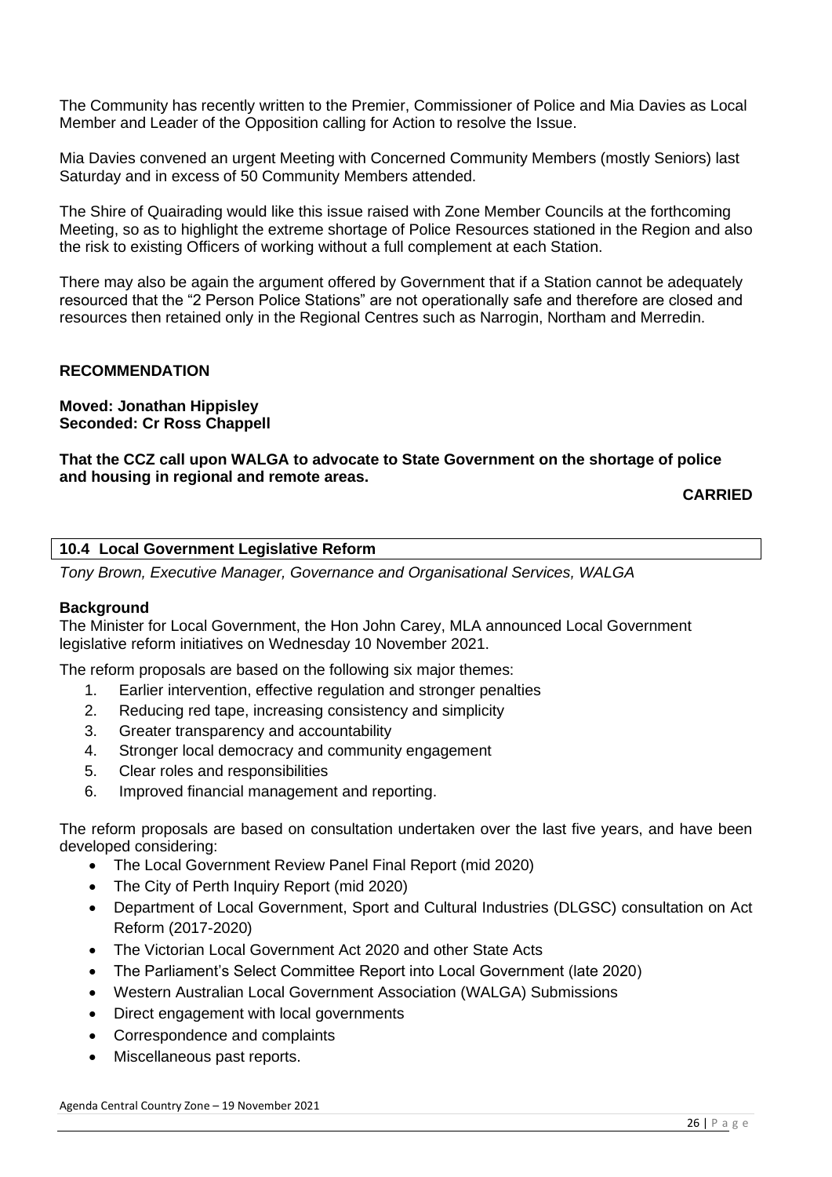The Community has recently written to the Premier, Commissioner of Police and Mia Davies as Local Member and Leader of the Opposition calling for Action to resolve the Issue.

Mia Davies convened an urgent Meeting with Concerned Community Members (mostly Seniors) last Saturday and in excess of 50 Community Members attended.

The Shire of Quairading would like this issue raised with Zone Member Councils at the forthcoming Meeting, so as to highlight the extreme shortage of Police Resources stationed in the Region and also the risk to existing Officers of working without a full complement at each Station.

There may also be again the argument offered by Government that if a Station cannot be adequately resourced that the "2 Person Police Stations" are not operationally safe and therefore are closed and resources then retained only in the Regional Centres such as Narrogin, Northam and Merredin.

**RECOMMENDATION**

**Moved: Jonathan Hippisley**
**Seconded: Cr Ross Chappell**

**That the CCZ call upon WALGA to advocate to State Government on the shortage of police and housing in regional and remote areas.**

**CARRIED**

## 10.4 Local Government Legislative Reform

*Tony Brown, Executive Manager, Governance and Organisational Services, WALGA*

**Background**

The Minister for Local Government, the Hon John Carey, MLA announced Local Government legislative reform initiatives on Wednesday 10 November 2021.

The reform proposals are based on the following six major themes:

1. Earlier intervention, effective regulation and stronger penalties
2. Reducing red tape, increasing consistency and simplicity
3. Greater transparency and accountability
4. Stronger local democracy and community engagement
5. Clear roles and responsibilities
6. Improved financial management and reporting.

The reform proposals are based on consultation undertaken over the last five years, and have been developed considering:

- The Local Government Review Panel Final Report (mid 2020)
- The City of Perth Inquiry Report (mid 2020)
- Department of Local Government, Sport and Cultural Industries (DLGSC) consultation on Act Reform (2017-2020)
- The Victorian Local Government Act 2020 and other State Acts
- The Parliament's Select Committee Report into Local Government (late 2020)
- Western Australian Local Government Association (WALGA) Submissions
- Direct engagement with local governments
- Correspondence and complaints
- Miscellaneous past reports.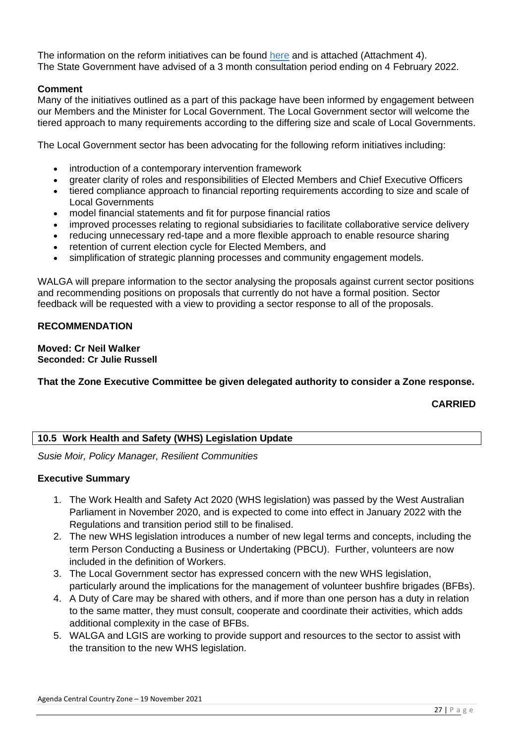The information on the reform initiatives can be found here and is attached (Attachment 4). The State Government have advised of a 3 month consultation period ending on 4 February 2022.

**Comment**

Many of the initiatives outlined as a part of this package have been informed by engagement between our Members and the Minister for Local Government. The Local Government sector will welcome the tiered approach to many requirements according to the differing size and scale of Local Governments.

The Local Government sector has been advocating for the following reform initiatives including:

- introduction of a contemporary intervention framework
- greater clarity of roles and responsibilities of Elected Members and Chief Executive Officers
- tiered compliance approach to financial reporting requirements according to size and scale of Local Governments
- model financial statements and fit for purpose financial ratios
- improved processes relating to regional subsidiaries to facilitate collaborative service delivery
- reducing unnecessary red-tape and a more flexible approach to enable resource sharing
- retention of current election cycle for Elected Members, and
- simplification of strategic planning processes and community engagement models.

WALGA will prepare information to the sector analysing the proposals against current sector positions and recommending positions on proposals that currently do not have a formal position. Sector feedback will be requested with a view to providing a sector response to all of the proposals.

**RECOMMENDATION**

**Moved: Cr Neil Walker**
**Seconded: Cr Julie Russell**

**That the Zone Executive Committee be given delegated authority to consider a Zone response.**

**CARRIED**

## 10.5 Work Health and Safety (WHS) Legislation Update

*Susie Moir, Policy Manager, Resilient Communities*

**Executive Summary**

1. The Work Health and Safety Act 2020 (WHS legislation) was passed by the West Australian Parliament in November 2020, and is expected to come into effect in January 2022 with the Regulations and transition period still to be finalised.
2. The new WHS legislation introduces a number of new legal terms and concepts, including the term Person Conducting a Business or Undertaking (PBCU). Further, volunteers are now included in the definition of Workers.
3. The Local Government sector has expressed concern with the new WHS legislation, particularly around the implications for the management of volunteer bushfire brigades (BFBs).
4. A Duty of Care may be shared with others, and if more than one person has a duty in relation to the same matter, they must consult, cooperate and coordinate their activities, which adds additional complexity in the case of BFBs.
5. WALGA and LGIS are working to provide support and resources to the sector to assist with the transition to the new WHS legislation.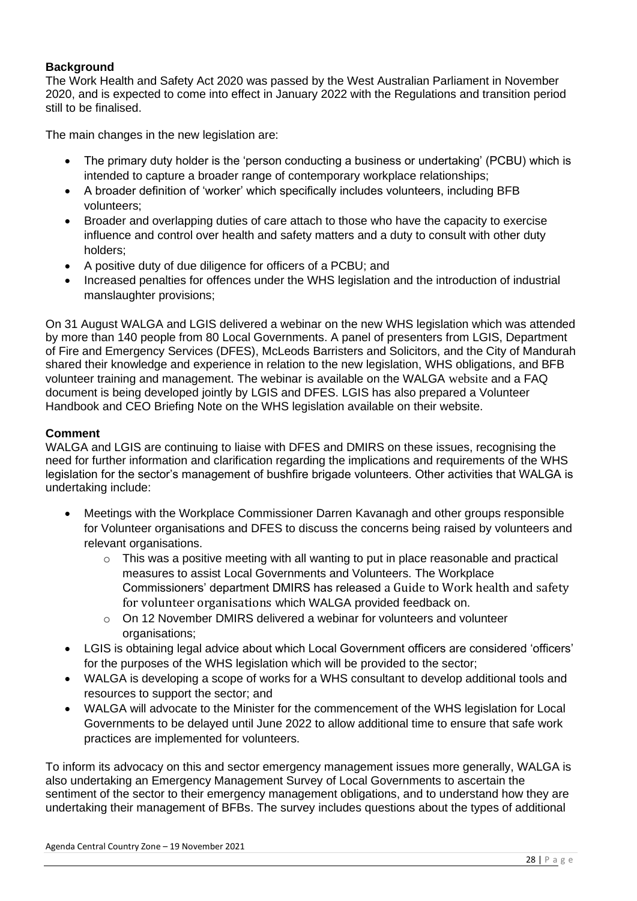**Background**

The Work Health and Safety Act 2020 was passed by the West Australian Parliament in November 2020, and is expected to come into effect in January 2022 with the Regulations and transition period still to be finalised.

The main changes in the new legislation are:

- The primary duty holder is the 'person conducting a business or undertaking' (PCBU) which is intended to capture a broader range of contemporary workplace relationships;
- A broader definition of 'worker' which specifically includes volunteers, including BFB volunteers;
- Broader and overlapping duties of care attach to those who have the capacity to exercise influence and control over health and safety matters and a duty to consult with other duty holders;
- A positive duty of due diligence for officers of a PCBU; and
- Increased penalties for offences under the WHS legislation and the introduction of industrial manslaughter provisions;

On 31 August WALGA and LGIS delivered a webinar on the new WHS legislation which was attended by more than 140 people from 80 Local Governments. A panel of presenters from LGIS, Department of Fire and Emergency Services (DFES), McLeods Barristers and Solicitors, and the City of Mandurah shared their knowledge and experience in relation to the new legislation, WHS obligations, and BFB volunteer training and management. The webinar is available on the WALGA website and a FAQ document is being developed jointly by LGIS and DFES. LGIS has also prepared a Volunteer Handbook and CEO Briefing Note on the WHS legislation available on their website.

**Comment**

WALGA and LGIS are continuing to liaise with DFES and DMIRS on these issues, recognising the need for further information and clarification regarding the implications and requirements of the WHS legislation for the sector's management of bushfire brigade volunteers. Other activities that WALGA is undertaking include:

- Meetings with the Workplace Commissioner Darren Kavanagh and other groups responsible for Volunteer organisations and DFES to discuss the concerns being raised by volunteers and relevant organisations.
    - This was a positive meeting with all wanting to put in place reasonable and practical measures to assist Local Governments and Volunteers. The Workplace Commissioners' department DMIRS has released a Guide to Work health and safety for volunteer organisations which WALGA provided feedback on.
    - On 12 November DMIRS delivered a webinar for volunteers and volunteer organisations;
- LGIS is obtaining legal advice about which Local Government officers are considered 'officers' for the purposes of the WHS legislation which will be provided to the sector;
- WALGA is developing a scope of works for a WHS consultant to develop additional tools and resources to support the sector; and
- WALGA will advocate to the Minister for the commencement of the WHS legislation for Local Governments to be delayed until June 2022 to allow additional time to ensure that safe work practices are implemented for volunteers.

To inform its advocacy on this and sector emergency management issues more generally, WALGA is also undertaking an Emergency Management Survey of Local Governments to ascertain the sentiment of the sector to their emergency management obligations, and to understand how they are undertaking their management of BFBs. The survey includes questions about the types of additional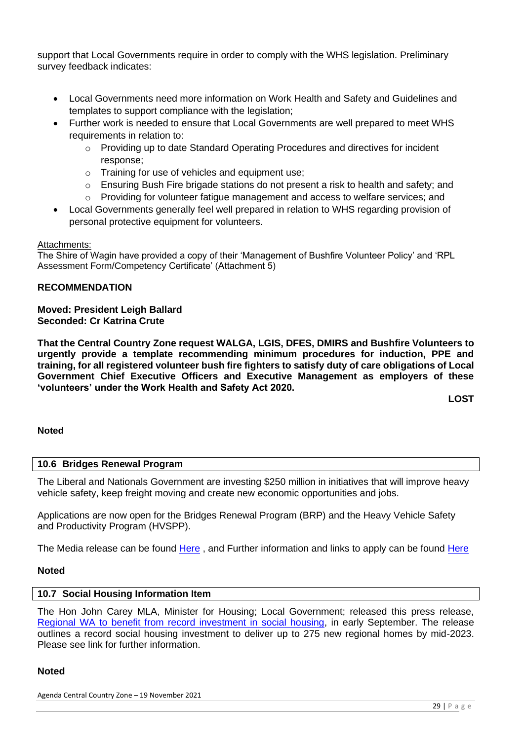support that Local Governments require in order to comply with the WHS legislation. Preliminary survey feedback indicates:

- Local Governments need more information on Work Health and Safety and Guidelines and templates to support compliance with the legislation;
- Further work is needed to ensure that Local Governments are well prepared to meet WHS requirements in relation to:
  - Providing up to date Standard Operating Procedures and directives for incident response;
  - Training for use of vehicles and equipment use;
  - Ensuring Bush Fire brigade stations do not present a risk to health and safety; and
  - Providing for volunteer fatigue management and access to welfare services; and
- Local Governments generally feel well prepared in relation to WHS regarding provision of personal protective equipment for volunteers.

Attachments:
The Shire of Wagin have provided a copy of their 'Management of Bushfire Volunteer Policy' and 'RPL Assessment Form/Competency Certificate' (Attachment 5)

**RECOMMENDATION**

**Moved: President Leigh Ballard**
**Seconded: Cr Katrina Crute**

**That the Central Country Zone request WALGA, LGIS, DFES, DMIRS and Bushfire Volunteers to urgently provide a template recommending minimum procedures for induction, PPE and training, for all registered volunteer bush fire fighters to satisfy duty of care obligations of Local Government Chief Executive Officers and Executive Management as employers of these 'volunteers' under the Work Health and Safety Act 2020.**

**LOST**

**Noted**

## 10.6 Bridges Renewal Program

The Liberal and Nationals Government are investing $250 million in initiatives that will improve heavy vehicle safety, keep freight moving and create new economic opportunities and jobs.

Applications are now open for the Bridges Renewal Program (BRP) and the Heavy Vehicle Safety and Productivity Program (HVSPP).

The Media release can be found Here , and Further information and links to apply can be found Here

**Noted**

## 10.7 Social Housing Information Item

The Hon John Carey MLA, Minister for Housing; Local Government; released this press release, Regional WA to benefit from record investment in social housing, in early September. The release outlines a record social housing investment to deliver up to 275 new regional homes by mid-2023. Please see link for further information.

**Noted**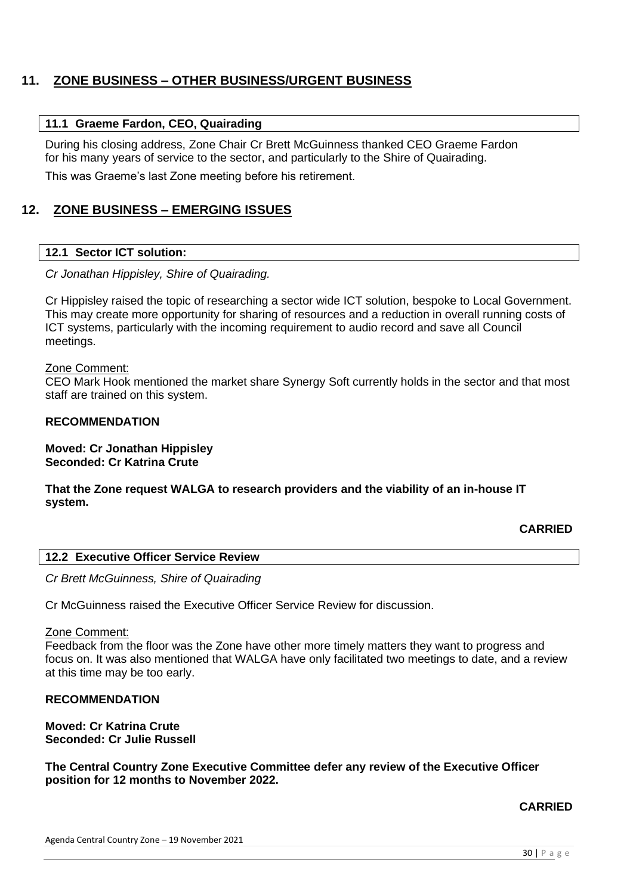## 11. ZONE BUSINESS – OTHER BUSINESS/URGENT BUSINESS

### 11.1 Graeme Fardon, CEO, Quairading

During his closing address, Zone Chair Cr Brett McGuinness thanked CEO Graeme Fardon for his many years of service to the sector, and particularly to the Shire of Quairading.

This was Graeme's last Zone meeting before his retirement.

## 12. ZONE BUSINESS – EMERGING ISSUES

### 12.1 Sector ICT solution:

*Cr Jonathan Hippisley, Shire of Quairading.*

Cr Hippisley raised the topic of researching a sector wide ICT solution, bespoke to Local Government. This may create more opportunity for sharing of resources and a reduction in overall running costs of ICT systems, particularly with the incoming requirement to audio record and save all Council meetings.

Zone Comment:
CEO Mark Hook mentioned the market share Synergy Soft currently holds in the sector and that most staff are trained on this system.

**RECOMMENDATION**

**Moved: Cr Jonathan Hippisley**
**Seconded: Cr Katrina Crute**

**That the Zone request WALGA to research providers and the viability of an in-house IT system.**

**CARRIED**

### 12.2 Executive Officer Service Review

*Cr Brett McGuinness, Shire of Quairading*

Cr McGuinness raised the Executive Officer Service Review for discussion.

Zone Comment:
Feedback from the floor was the Zone have other more timely matters they want to progress and focus on. It was also mentioned that WALGA have only facilitated two meetings to date, and a review at this time may be too early.

**RECOMMENDATION**

**Moved: Cr Katrina Crute**
**Seconded: Cr Julie Russell**

**The Central Country Zone Executive Committee defer any review of the Executive Officer position for 12 months to November 2022.**

**CARRIED**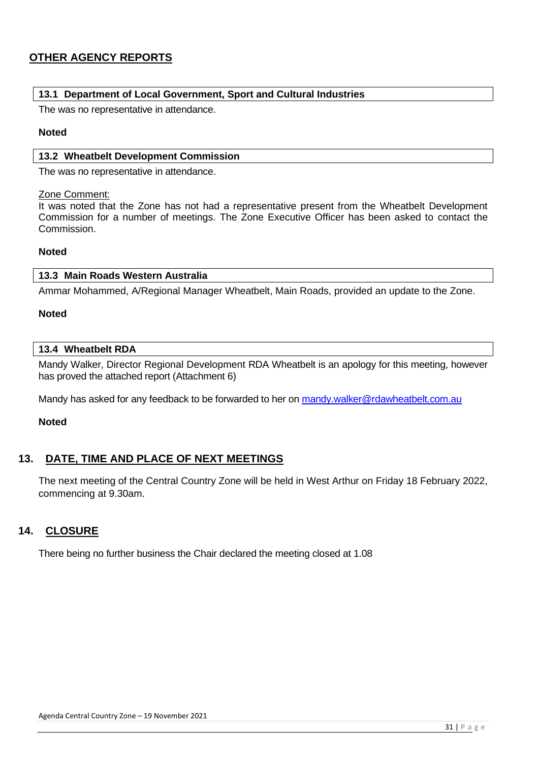## OTHER AGENCY REPORTS

### 13.1 Department of Local Government, Sport and Cultural Industries

The was no representative in attendance.

**Noted**

### 13.2 Wheatbelt Development Commission

The was no representative in attendance.

Zone Comment:
It was noted that the Zone has not had a representative present from the Wheatbelt Development Commission for a number of meetings. The Zone Executive Officer has been asked to contact the Commission.

**Noted**

### 13.3 Main Roads Western Australia

Ammar Mohammed, A/Regional Manager Wheatbelt, Main Roads, provided an update to the Zone.

**Noted**

### 13.4 Wheatbelt RDA

Mandy Walker, Director Regional Development RDA Wheatbelt is an apology for this meeting, however has proved the attached report (Attachment 6)

Mandy has asked for any feedback to be forwarded to her on mandy.walker@rdawheatbelt.com.au

**Noted**

## 13. DATE, TIME AND PLACE OF NEXT MEETINGS

The next meeting of the Central Country Zone will be held in West Arthur on Friday 18 February 2022, commencing at 9.30am.

## 14. CLOSURE

There being no further business the Chair declared the meeting closed at 1.08